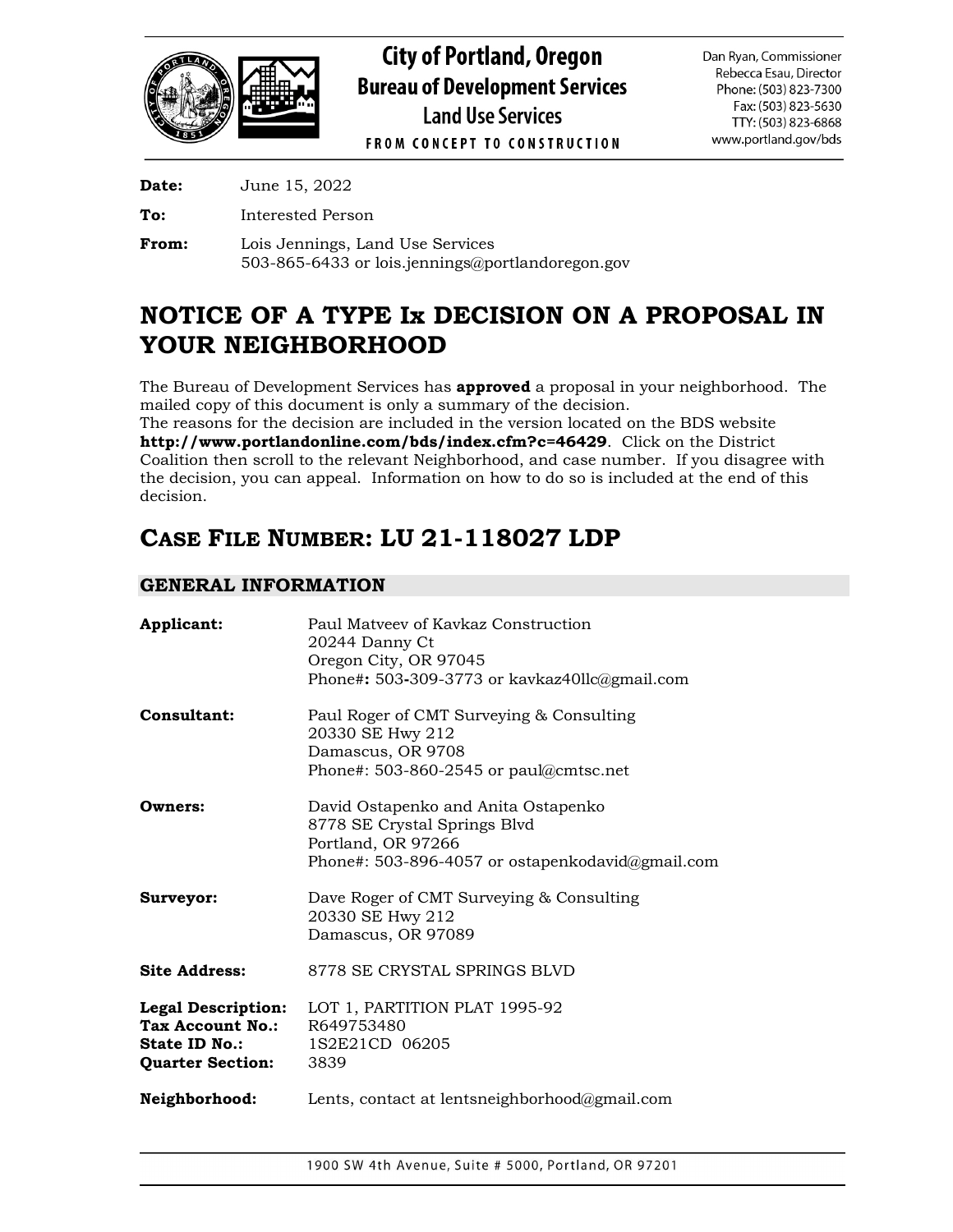**City of Portland, Oregon**
**Bureau of Development Services**
**Land Use Services**
FROM CONCEPT TO CONSTRUCTION

Dan Ryan, Commissioner
Rebecca Esau, Director
Phone: (503) 823-7300
Fax: (503) 823-5630
TTY: (503) 823-6868
www.portland.gov/bds

**Date:** June 15, 2022

**To:** Interested Person

**From:** Lois Jennings, Land Use Services
503-865-6433 or lois.jennings@portlandoregon.gov

# NOTICE OF A TYPE Ix DECISION ON A PROPOSAL IN YOUR NEIGHBORHOOD

The Bureau of Development Services has **approved** a proposal in your neighborhood. The mailed copy of this document is only a summary of the decision.
The reasons for the decision are included in the version located on the BDS website **http://www.portlandonline.com/bds/index.cfm?c=46429**. Click on the District Coalition then scroll to the relevant Neighborhood, and case number. If you disagree with the decision, you can appeal. Information on how to do so is included at the end of this decision.

## CASE FILE NUMBER: LU 21-118027 LDP

### GENERAL INFORMATION

**Applicant:** Paul Matveev of Kavkaz Construction
20244 Danny Ct
Oregon City, OR 97045
Phone#**:** 503**-**309-3773 or kavkaz40llc@gmail.com

**Consultant:** Paul Roger of CMT Surveying & Consulting
20330 SE Hwy 212
Damascus, OR 9708
Phone#: 503-860-2545 or paul@cmtsc.net

**Owners:** David Ostapenko and Anita Ostapenko
8778 SE Crystal Springs Blvd
Portland, OR 97266
Phone#: 503-896-4057 or ostapenkodavid@gmail.com

**Surveyor:** Dave Roger of CMT Surveying & Consulting
20330 SE Hwy 212
Damascus, OR 97089

**Site Address:** 8778 SE CRYSTAL SPRINGS BLVD

**Legal Description:** LOT 1, PARTITION PLAT 1995-92
**Tax Account No.:** R649753480
**State ID No.:** 1S2E21CD 06205
**Quarter Section:** 3839

**Neighborhood:** Lents, contact at lentsneighborhood@gmail.com

1900 SW 4th Avenue, Suite # 5000, Portland, OR 97201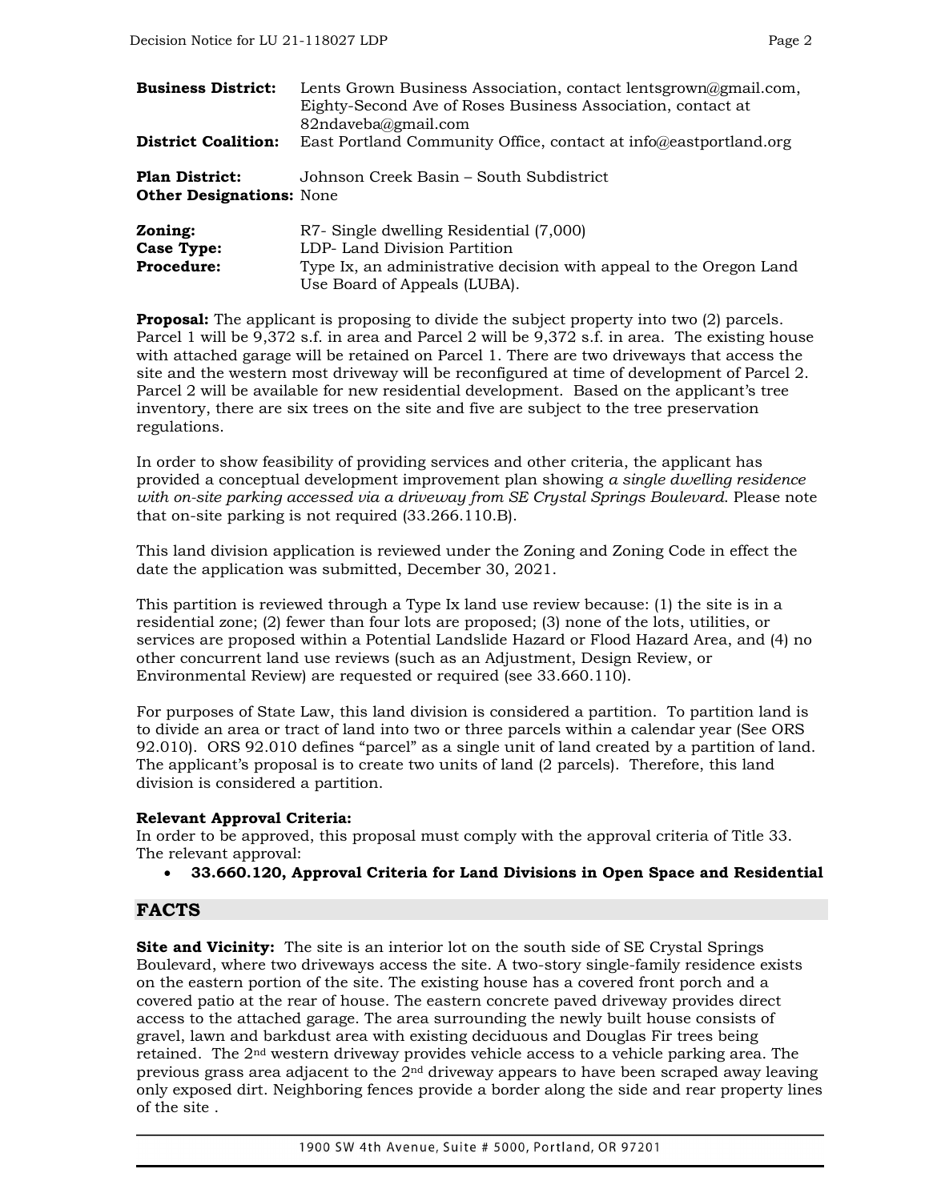**Business District:** Lents Grown Business Association, contact lentsgrown@gmail.com, Eighty-Second Ave of Roses Business Association, contact at 82ndaveba@gmail.com

**District Coalition:** East Portland Community Office, contact at info@eastportland.org

**Plan District:** Johnson Creek Basin – South Subdistrict

**Other Designations:** None

**Zoning:** R7- Single dwelling Residential (7,000)

**Case Type:** LDP- Land Division Partition

**Procedure:** Type Ix, an administrative decision with appeal to the Oregon Land Use Board of Appeals (LUBA).

**Proposal:** The applicant is proposing to divide the subject property into two (2) parcels. Parcel 1 will be 9,372 s.f. in area and Parcel 2 will be 9,372 s.f. in area. The existing house with attached garage will be retained on Parcel 1. There are two driveways that access the site and the western most driveway will be reconfigured at time of development of Parcel 2. Parcel 2 will be available for new residential development. Based on the applicant's tree inventory, there are six trees on the site and five are subject to the tree preservation regulations.

In order to show feasibility of providing services and other criteria, the applicant has provided a conceptual development improvement plan showing *a single dwelling residence with on-site parking accessed via a driveway from SE Crystal Springs Boulevard.* Please note that on-site parking is not required (33.266.110.B).

This land division application is reviewed under the Zoning and Zoning Code in effect the date the application was submitted, December 30, 2021.

This partition is reviewed through a Type Ix land use review because: (1) the site is in a residential zone; (2) fewer than four lots are proposed; (3) none of the lots, utilities, or services are proposed within a Potential Landslide Hazard or Flood Hazard Area, and (4) no other concurrent land use reviews (such as an Adjustment, Design Review, or Environmental Review) are requested or required (see 33.660.110).

For purposes of State Law, this land division is considered a partition. To partition land is to divide an area or tract of land into two or three parcels within a calendar year (See ORS 92.010). ORS 92.010 defines "parcel" as a single unit of land created by a partition of land. The applicant's proposal is to create two units of land (2 parcels). Therefore, this land division is considered a partition.

**Relevant Approval Criteria:**
In order to be approved, this proposal must comply with the approval criteria of Title 33. The relevant approval:

- **33.660.120, Approval Criteria for Land Divisions in Open Space and Residential**

## FACTS

**Site and Vicinity:** The site is an interior lot on the south side of SE Crystal Springs Boulevard, where two driveways access the site. A two-story single-family residence exists on the eastern portion of the site. The existing house has a covered front porch and a covered patio at the rear of house. The eastern concrete paved driveway provides direct access to the attached garage. The area surrounding the newly built house consists of gravel, lawn and barkdust area with existing deciduous and Douglas Fir trees being retained. The 2nd western driveway provides vehicle access to a vehicle parking area. The previous grass area adjacent to the 2nd driveway appears to have been scraped away leaving only exposed dirt. Neighboring fences provide a border along the side and rear property lines of the site .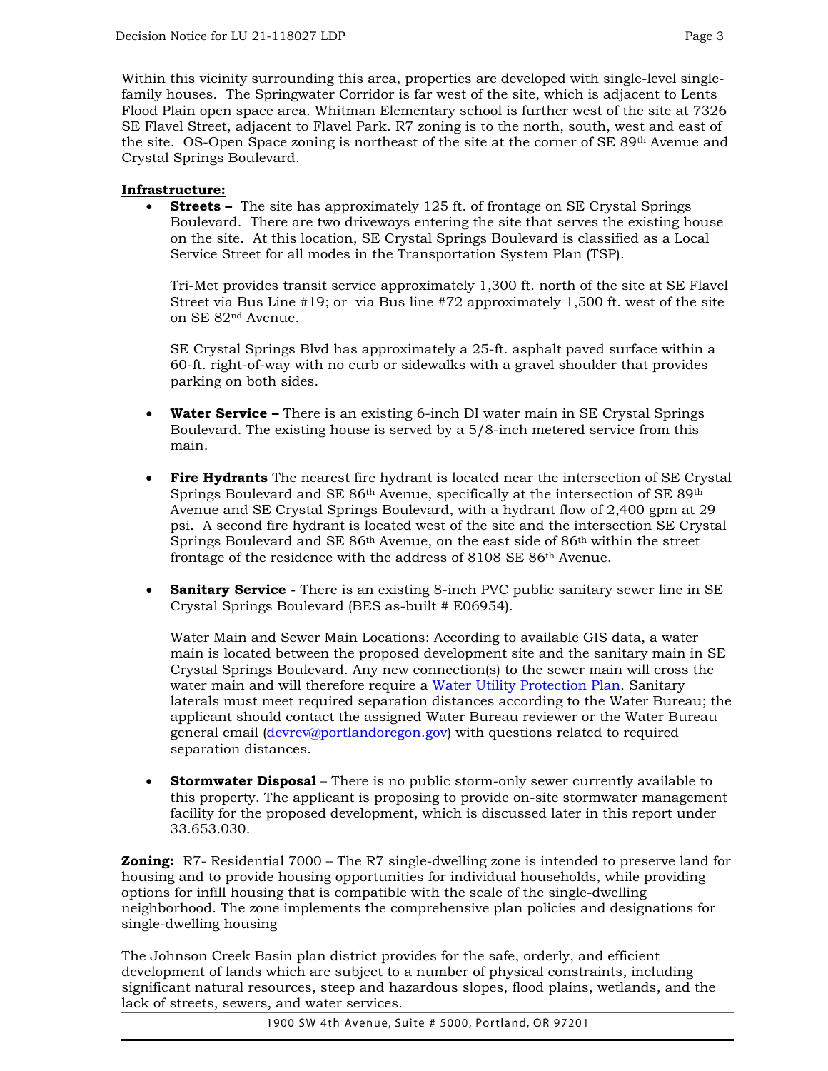Within this vicinity surrounding this area, properties are developed with single-level single-family houses. The Springwater Corridor is far west of the site, which is adjacent to Lents Flood Plain open space area. Whitman Elementary school is further west of the site at 7326 SE Flavel Street, adjacent to Flavel Park. R7 zoning is to the north, south, west and east of the site. OS-Open Space zoning is northeast of the site at the corner of SE 89th Avenue and Crystal Springs Boulevard.

**Infrastructure:**

- **Streets –** The site has approximately 125 ft. of frontage on SE Crystal Springs Boulevard. There are two driveways entering the site that serves the existing house on the site. At this location, SE Crystal Springs Boulevard is classified as a Local Service Street for all modes in the Transportation System Plan (TSP).

  Tri-Met provides transit service approximately 1,300 ft. north of the site at SE Flavel Street via Bus Line #19; or via Bus line #72 approximately 1,500 ft. west of the site on SE 82nd Avenue.

  SE Crystal Springs Blvd has approximately a 25-ft. asphalt paved surface within a 60-ft. right-of-way with no curb or sidewalks with a gravel shoulder that provides parking on both sides.

- **Water Service –** There is an existing 6-inch DI water main in SE Crystal Springs Boulevard. The existing house is served by a 5/8-inch metered service from this main.

- **Fire Hydrants** The nearest fire hydrant is located near the intersection of SE Crystal Springs Boulevard and SE 86th Avenue, specifically at the intersection of SE 89th Avenue and SE Crystal Springs Boulevard, with a hydrant flow of 2,400 gpm at 29 psi. A second fire hydrant is located west of the site and the intersection SE Crystal Springs Boulevard and SE 86th Avenue, on the east side of 86th within the street frontage of the residence with the address of 8108 SE 86th Avenue.

- **Sanitary Service -** There is an existing 8-inch PVC public sanitary sewer line in SE Crystal Springs Boulevard (BES as-built # E06954).

  Water Main and Sewer Main Locations: According to available GIS data, a water main is located between the proposed development site and the sanitary main in SE Crystal Springs Boulevard. Any new connection(s) to the sewer main will cross the water main and will therefore require a Water Utility Protection Plan. Sanitary laterals must meet required separation distances according to the Water Bureau; the applicant should contact the assigned Water Bureau reviewer or the Water Bureau general email (devrev@portlandoregon.gov) with questions related to required separation distances.

- **Stormwater Disposal** – There is no public storm-only sewer currently available to this property. The applicant is proposing to provide on-site stormwater management facility for the proposed development, which is discussed later in this report under 33.653.030.

**Zoning:** R7- Residential 7000 – The R7 single-dwelling zone is intended to preserve land for housing and to provide housing opportunities for individual households, while providing options for infill housing that is compatible with the scale of the single-dwelling neighborhood. The zone implements the comprehensive plan policies and designations for single-dwelling housing

The Johnson Creek Basin plan district provides for the safe, orderly, and efficient development of lands which are subject to a number of physical constraints, including significant natural resources, steep and hazardous slopes, flood plains, wetlands, and the lack of streets, sewers, and water services.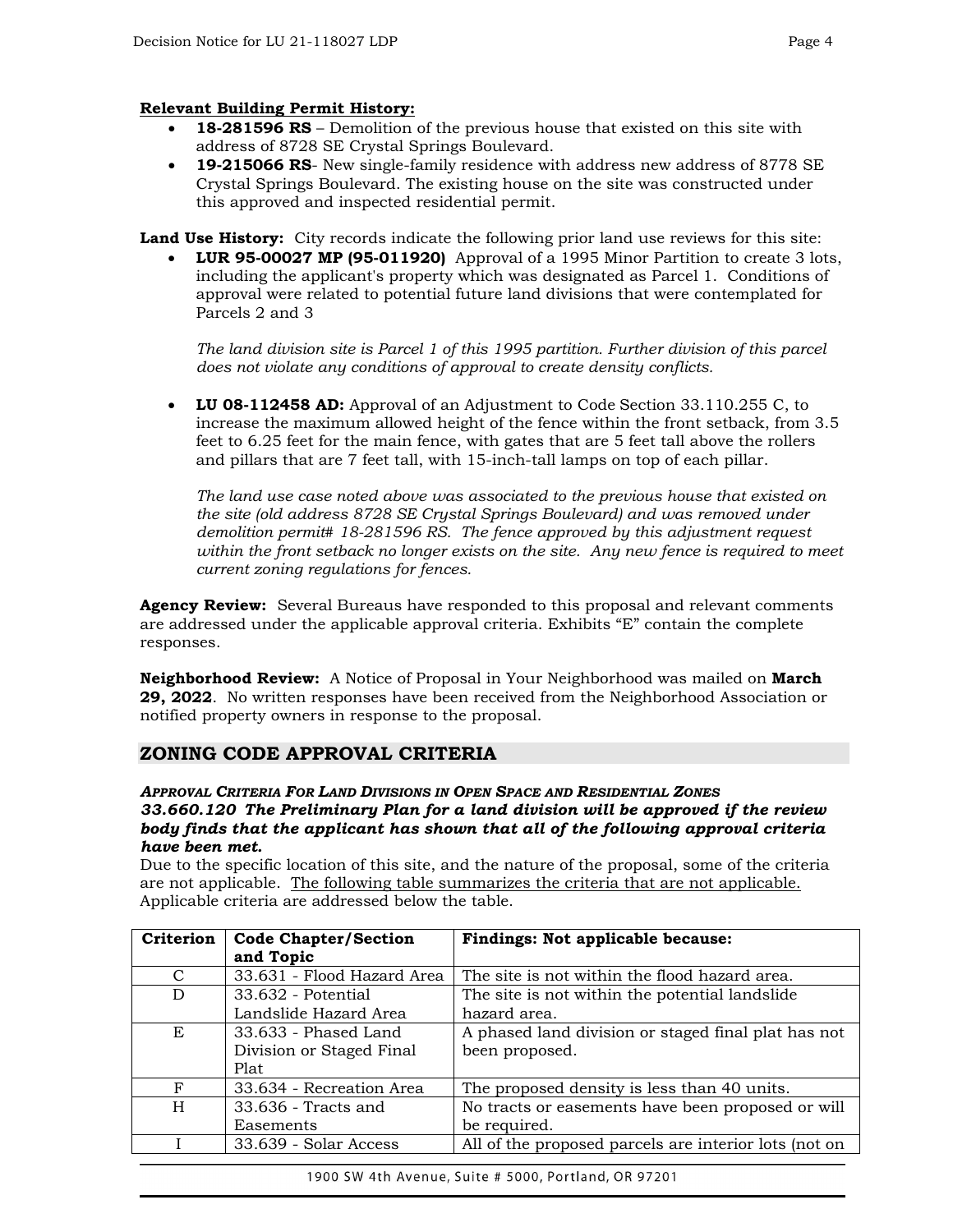**Relevant Building Permit History:**

- **18-281596 RS** – Demolition of the previous house that existed on this site with address of 8728 SE Crystal Springs Boulevard.
- **19-215066 RS**- New single-family residence with address new address of 8778 SE Crystal Springs Boulevard. The existing house on the site was constructed under this approved and inspected residential permit.

**Land Use History:** City records indicate the following prior land use reviews for this site:

- **LUR 95-00027 MP (95-011920)** Approval of a 1995 Minor Partition to create 3 lots, including the applicant's property which was designated as Parcel 1. Conditions of approval were related to potential future land divisions that were contemplated for Parcels 2 and 3

  *The land division site is Parcel 1 of this 1995 partition. Further division of this parcel does not violate any conditions of approval to create density conflicts.*

- **LU 08-112458 AD:** Approval of an Adjustment to Code Section 33.110.255 C, to increase the maximum allowed height of the fence within the front setback, from 3.5 feet to 6.25 feet for the main fence, with gates that are 5 feet tall above the rollers and pillars that are 7 feet tall, with 15-inch-tall lamps on top of each pillar.

  *The land use case noted above was associated to the previous house that existed on the site (old address 8728 SE Crystal Springs Boulevard) and was removed under demolition permit# 18-281596 RS. The fence approved by this adjustment request within the front setback no longer exists on the site. Any new fence is required to meet current zoning regulations for fences.*

**Agency Review:** Several Bureaus have responded to this proposal and relevant comments are addressed under the applicable approval criteria. Exhibits "E" contain the complete responses.

**Neighborhood Review:** A Notice of Proposal in Your Neighborhood was mailed on **March 29, 2022**. No written responses have been received from the Neighborhood Association or notified property owners in response to the proposal.

## ZONING CODE APPROVAL CRITERIA

***APPROVAL CRITERIA FOR LAND DIVISIONS IN OPEN SPACE AND RESIDENTIAL ZONES***
***33.660.120 The Preliminary Plan for a land division will be approved if the review body finds that the applicant has shown that all of the following approval criteria have been met.***

Due to the specific location of this site, and the nature of the proposal, some of the criteria are not applicable. The following table summarizes the criteria that are not applicable. Applicable criteria are addressed below the table.

| Criterion | Code Chapter/Section and Topic | Findings: Not applicable because: |
|---|---|---|
| C | 33.631 - Flood Hazard Area | The site is not within the flood hazard area. |
| D | 33.632 - Potential Landslide Hazard Area | The site is not within the potential landslide hazard area. |
| E | 33.633 - Phased Land Division or Staged Final Plat | A phased land division or staged final plat has not been proposed. |
| F | 33.634 - Recreation Area | The proposed density is less than 40 units. |
| H | 33.636 - Tracts and Easements | No tracts or easements have been proposed or will be required. |
| I | 33.639 - Solar Access | All of the proposed parcels are interior lots (not on |

1900 SW 4th Avenue, Suite # 5000, Portland, OR 97201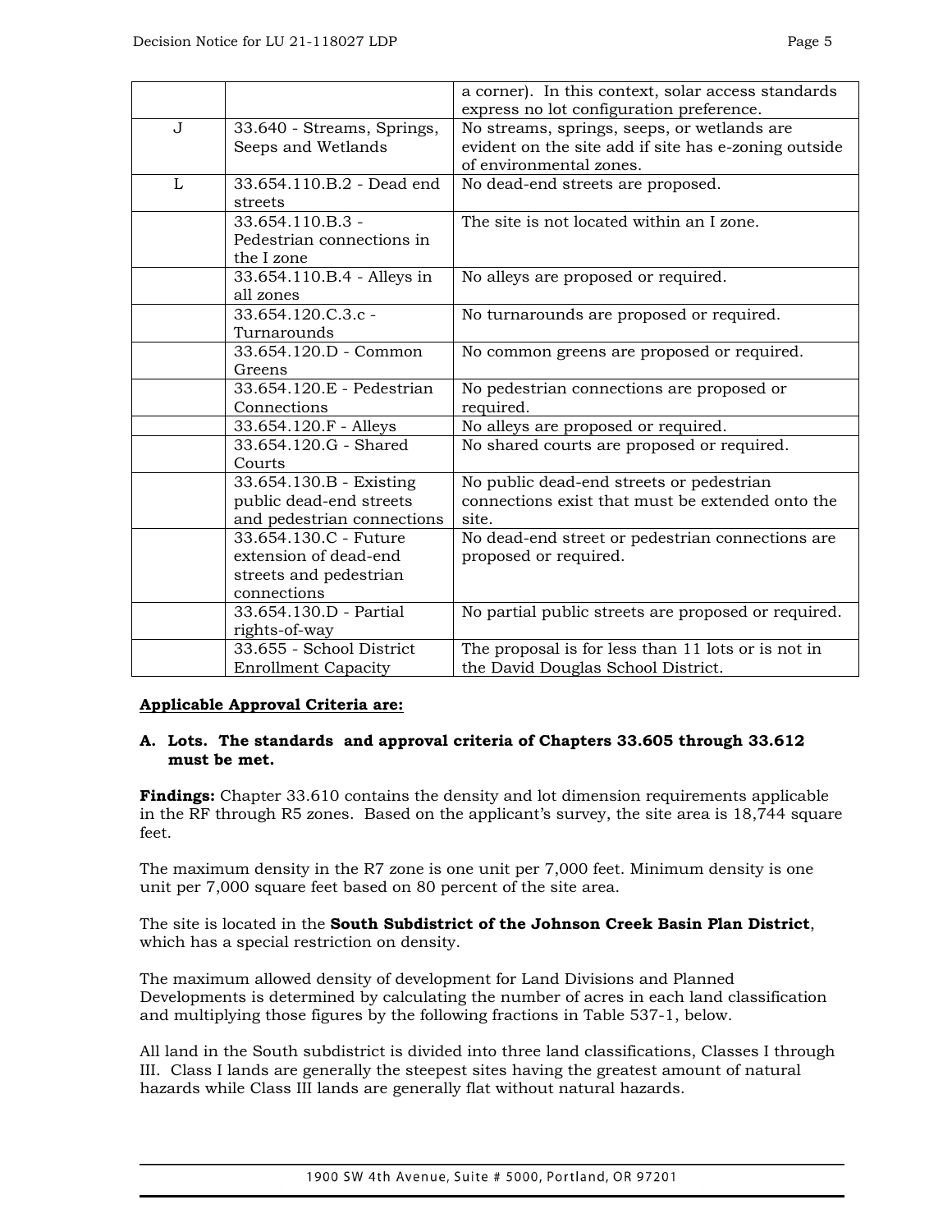| | | |
|---|---|---|
| | | a corner). In this context, solar access standards express no lot configuration preference. |
| J | 33.640 - Streams, Springs, Seeps and Wetlands | No streams, springs, seeps, or wetlands are evident on the site add if site has e-zoning outside of environmental zones. |
| L | 33.654.110.B.2 - Dead end streets | No dead-end streets are proposed. |
| | 33.654.110.B.3 - Pedestrian connections in the I zone | The site is not located within an I zone. |
| | 33.654.110.B.4 - Alleys in all zones | No alleys are proposed or required. |
| | 33.654.120.C.3.c - Turnarounds | No turnarounds are proposed or required. |
| | 33.654.120.D - Common Greens | No common greens are proposed or required. |
| | 33.654.120.E - Pedestrian Connections | No pedestrian connections are proposed or required. |
| | 33.654.120.F - Alleys | No alleys are proposed or required. |
| | 33.654.120.G - Shared Courts | No shared courts are proposed or required. |
| | 33.654.130.B - Existing public dead-end streets and pedestrian connections | No public dead-end streets or pedestrian connections exist that must be extended onto the site. |
| | 33.654.130.C - Future extension of dead-end streets and pedestrian connections | No dead-end street or pedestrian connections are proposed or required. |
| | 33.654.130.D - Partial rights-of-way | No partial public streets are proposed or required. |
| | 33.655 - School District Enrollment Capacity | The proposal is for less than 11 lots or is not in the David Douglas School District. |

**Applicable Approval Criteria are:**

**A. Lots. The standards and approval criteria of Chapters 33.605 through 33.612 must be met.**

**Findings:** Chapter 33.610 contains the density and lot dimension requirements applicable in the RF through R5 zones. Based on the applicant's survey, the site area is 18,744 square feet.

The maximum density in the R7 zone is one unit per 7,000 feet. Minimum density is one unit per 7,000 square feet based on 80 percent of the site area.

The site is located in the **South Subdistrict of the Johnson Creek Basin Plan District**, which has a special restriction on density.

The maximum allowed density of development for Land Divisions and Planned Developments is determined by calculating the number of acres in each land classification and multiplying those figures by the following fractions in Table 537-1, below.

All land in the South subdistrict is divided into three land classifications, Classes I through III. Class I lands are generally the steepest sites having the greatest amount of natural hazards while Class III lands are generally flat without natural hazards.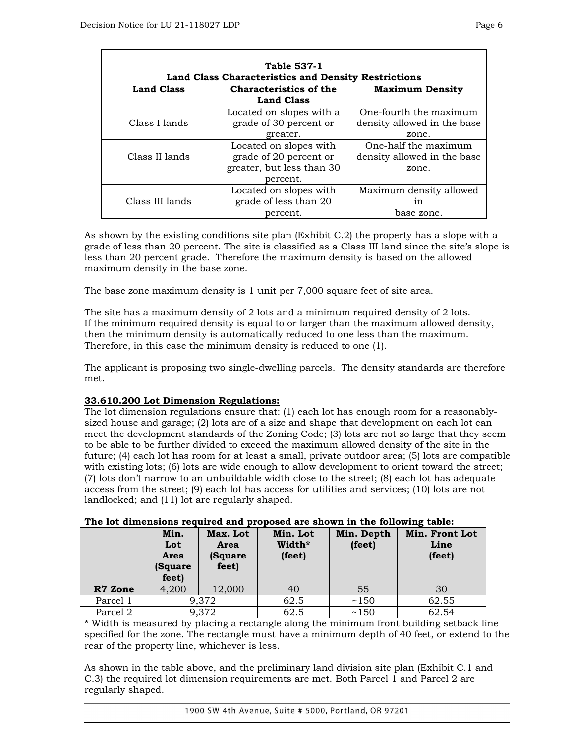| Table 537-1<br>Land Class Characteristics and Density Restrictions | | |
|---|---|---|
| **Land Class** | **Characteristics of the Land Class** | **Maximum Density** |
| Class I lands | Located on slopes with a grade of 30 percent or greater. | One-fourth the maximum density allowed in the base zone. |
| Class II lands | Located on slopes with grade of 20 percent or greater, but less than 30 percent. | One-half the maximum density allowed in the base zone. |
| Class III lands | Located on slopes with grade of less than 20 percent. | Maximum density allowed in base zone. |

As shown by the existing conditions site plan (Exhibit C.2) the property has a slope with a grade of less than 20 percent. The site is classified as a Class III land since the site's slope is less than 20 percent grade. Therefore the maximum density is based on the allowed maximum density in the base zone.

The base zone maximum density is 1 unit per 7,000 square feet of site area.

The site has a maximum density of 2 lots and a minimum required density of 2 lots. If the minimum required density is equal to or larger than the maximum allowed density, then the minimum density is automatically reduced to one less than the maximum. Therefore, in this case the minimum density is reduced to one (1).

The applicant is proposing two single-dwelling parcels. The density standards are therefore met.

**33.610.200 Lot Dimension Regulations:**

The lot dimension regulations ensure that: (1) each lot has enough room for a reasonably-sized house and garage; (2) lots are of a size and shape that development on each lot can meet the development standards of the Zoning Code; (3) lots are not so large that they seem to be able to be further divided to exceed the maximum allowed density of the site in the future; (4) each lot has room for at least a small, private outdoor area; (5) lots are compatible with existing lots; (6) lots are wide enough to allow development to orient toward the street; (7) lots don't narrow to an unbuildable width close to the street; (8) each lot has adequate access from the street; (9) each lot has access for utilities and services; (10) lots are not landlocked; and (11) lot are regularly shaped.

**The lot dimensions required and proposed are shown in the following table:**

| | Min. Lot Area (Square feet) | Max. Lot Area (Square feet) | Min. Lot Width* (feet) | Min. Depth (feet) | Min. Front Lot Line (feet) |
|---|---|---|---|---|---|
| **R7 Zone** | 4,200 | 12,000 | 40 | 55 | 30 |
| Parcel 1 | 9,372 | | 62.5 | ~150 | 62.55 |
| Parcel 2 | 9,372 | | 62.5 | ~150 | 62.54 |

* Width is measured by placing a rectangle along the minimum front building setback line specified for the zone. The rectangle must have a minimum depth of 40 feet, or extend to the rear of the property line, whichever is less.

As shown in the table above, and the preliminary land division site plan (Exhibit C.1 and C.3) the required lot dimension requirements are met. Both Parcel 1 and Parcel 2 are regularly shaped.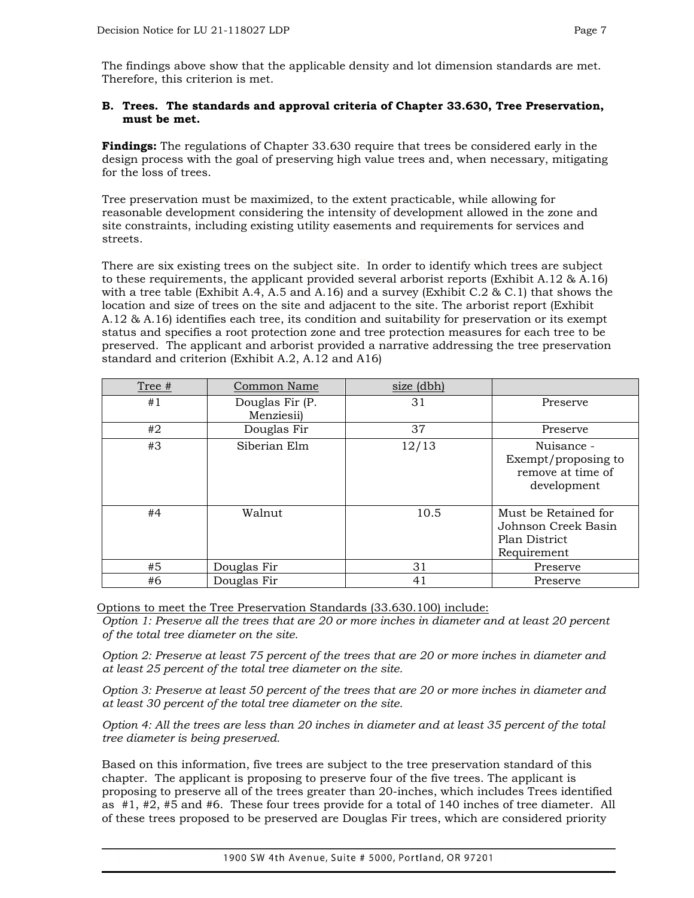The findings above show that the applicable density and lot dimension standards are met. Therefore, this criterion is met.

**B. Trees. The standards and approval criteria of Chapter 33.630, Tree Preservation, must be met.**

**Findings:** The regulations of Chapter 33.630 require that trees be considered early in the design process with the goal of preserving high value trees and, when necessary, mitigating for the loss of trees.

Tree preservation must be maximized, to the extent practicable, while allowing for reasonable development considering the intensity of development allowed in the zone and site constraints, including existing utility easements and requirements for services and streets.

There are six existing trees on the subject site. In order to identify which trees are subject to these requirements, the applicant provided several arborist reports (Exhibit A.12 & A.16) with a tree table (Exhibit A.4, A.5 and A.16) and a survey (Exhibit C.2 & C.1) that shows the location and size of trees on the site and adjacent to the site. The arborist report (Exhibit A.12 & A.16) identifies each tree, its condition and suitability for preservation or its exempt status and specifies a root protection zone and tree protection measures for each tree to be preserved. The applicant and arborist provided a narrative addressing the tree preservation standard and criterion (Exhibit A.2, A.12 and A16)

| Tree # | Common Name | size (dbh) | |
|---|---|---|---|
| #1 | Douglas Fir (P. Menziesii) | 31 | Preserve |
| #2 | Douglas Fir | 37 | Preserve |
| #3 | Siberian Elm | 12/13 | Nuisance - Exempt/proposing to remove at time of development |
| #4 | Walnut | 10.5 | Must be Retained for Johnson Creek Basin Plan District Requirement |
| #5 | Douglas Fir | 31 | Preserve |
| #6 | Douglas Fir | 41 | Preserve |

Options to meet the Tree Preservation Standards (33.630.100) include:

*Option 1: Preserve all the trees that are 20 or more inches in diameter and at least 20 percent of the total tree diameter on the site.*

*Option 2: Preserve at least 75 percent of the trees that are 20 or more inches in diameter and at least 25 percent of the total tree diameter on the site.*

*Option 3: Preserve at least 50 percent of the trees that are 20 or more inches in diameter and at least 30 percent of the total tree diameter on the site.*

*Option 4: All the trees are less than 20 inches in diameter and at least 35 percent of the total tree diameter is being preserved.*

Based on this information, five trees are subject to the tree preservation standard of this chapter. The applicant is proposing to preserve four of the five trees. The applicant is proposing to preserve all of the trees greater than 20-inches, which includes Trees identified as #1, #2, #5 and #6. These four trees provide for a total of 140 inches of tree diameter. All of these trees proposed to be preserved are Douglas Fir trees, which are considered priority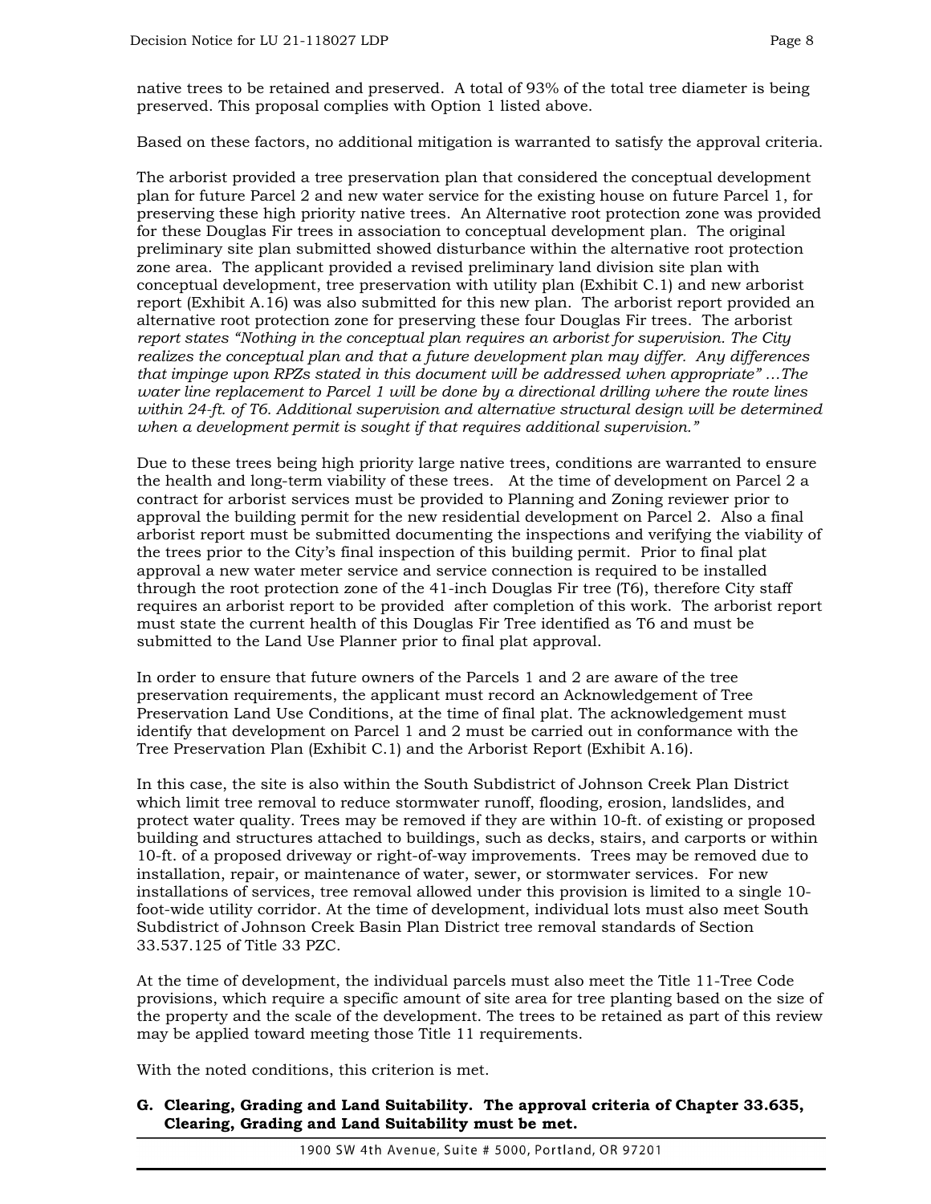native trees to be retained and preserved. A total of 93% of the total tree diameter is being preserved. This proposal complies with Option 1 listed above.

Based on these factors, no additional mitigation is warranted to satisfy the approval criteria.

The arborist provided a tree preservation plan that considered the conceptual development plan for future Parcel 2 and new water service for the existing house on future Parcel 1, for preserving these high priority native trees. An Alternative root protection zone was provided for these Douglas Fir trees in association to conceptual development plan. The original preliminary site plan submitted showed disturbance within the alternative root protection zone area. The applicant provided a revised preliminary land division site plan with conceptual development, tree preservation with utility plan (Exhibit C.1) and new arborist report (Exhibit A.16) was also submitted for this new plan. The arborist report provided an alternative root protection zone for preserving these four Douglas Fir trees. The arborist *report states "Nothing in the conceptual plan requires an arborist for supervision. The City realizes the conceptual plan and that a future development plan may differ. Any differences that impinge upon RPZs stated in this document will be addressed when appropriate" …The water line replacement to Parcel 1 will be done by a directional drilling where the route lines within 24-ft. of T6. Additional supervision and alternative structural design will be determined when a development permit is sought if that requires additional supervision."*

Due to these trees being high priority large native trees, conditions are warranted to ensure the health and long-term viability of these trees. At the time of development on Parcel 2 a contract for arborist services must be provided to Planning and Zoning reviewer prior to approval the building permit for the new residential development on Parcel 2. Also a final arborist report must be submitted documenting the inspections and verifying the viability of the trees prior to the City's final inspection of this building permit. Prior to final plat approval a new water meter service and service connection is required to be installed through the root protection zone of the 41-inch Douglas Fir tree (T6), therefore City staff requires an arborist report to be provided after completion of this work. The arborist report must state the current health of this Douglas Fir Tree identified as T6 and must be submitted to the Land Use Planner prior to final plat approval.

In order to ensure that future owners of the Parcels 1 and 2 are aware of the tree preservation requirements, the applicant must record an Acknowledgement of Tree Preservation Land Use Conditions, at the time of final plat. The acknowledgement must identify that development on Parcel 1 and 2 must be carried out in conformance with the Tree Preservation Plan (Exhibit C.1) and the Arborist Report (Exhibit A.16).

In this case, the site is also within the South Subdistrict of Johnson Creek Plan District which limit tree removal to reduce stormwater runoff, flooding, erosion, landslides, and protect water quality. Trees may be removed if they are within 10-ft. of existing or proposed building and structures attached to buildings, such as decks, stairs, and carports or within 10-ft. of a proposed driveway or right-of-way improvements. Trees may be removed due to installation, repair, or maintenance of water, sewer, or stormwater services. For new installations of services, tree removal allowed under this provision is limited to a single 10-foot-wide utility corridor. At the time of development, individual lots must also meet South Subdistrict of Johnson Creek Basin Plan District tree removal standards of Section 33.537.125 of Title 33 PZC.

At the time of development, the individual parcels must also meet the Title 11-Tree Code provisions, which require a specific amount of site area for tree planting based on the size of the property and the scale of the development. The trees to be retained as part of this review may be applied toward meeting those Title 11 requirements.

With the noted conditions, this criterion is met.

**G. Clearing, Grading and Land Suitability. The approval criteria of Chapter 33.635, Clearing, Grading and Land Suitability must be met.**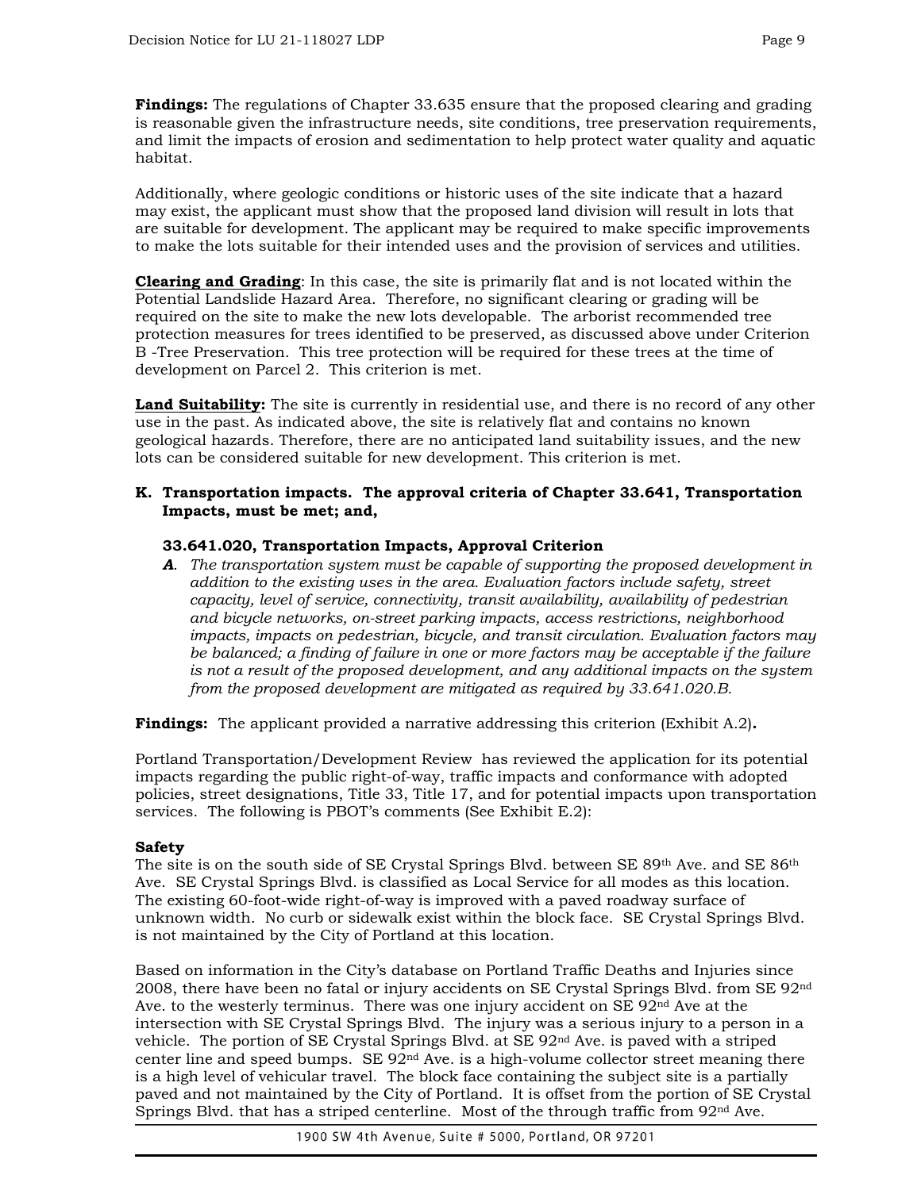**Findings:** The regulations of Chapter 33.635 ensure that the proposed clearing and grading is reasonable given the infrastructure needs, site conditions, tree preservation requirements, and limit the impacts of erosion and sedimentation to help protect water quality and aquatic habitat.

Additionally, where geologic conditions or historic uses of the site indicate that a hazard may exist, the applicant must show that the proposed land division will result in lots that are suitable for development. The applicant may be required to make specific improvements to make the lots suitable for their intended uses and the provision of services and utilities.

**Clearing and Grading**: In this case, the site is primarily flat and is not located within the Potential Landslide Hazard Area. Therefore, no significant clearing or grading will be required on the site to make the new lots developable. The arborist recommended tree protection measures for trees identified to be preserved, as discussed above under Criterion B -Tree Preservation. This tree protection will be required for these trees at the time of development on Parcel 2. This criterion is met.

**Land Suitability:** The site is currently in residential use, and there is no record of any other use in the past. As indicated above, the site is relatively flat and contains no known geological hazards. Therefore, there are no anticipated land suitability issues, and the new lots can be considered suitable for new development. This criterion is met.

**K. Transportation impacts. The approval criteria of Chapter 33.641, Transportation Impacts, must be met; and,**

**33.641.020, Transportation Impacts, Approval Criterion**

***A**. The transportation system must be capable of supporting the proposed development in addition to the existing uses in the area. Evaluation factors include safety, street capacity, level of service, connectivity, transit availability, availability of pedestrian and bicycle networks, on-street parking impacts, access restrictions, neighborhood impacts, impacts on pedestrian, bicycle, and transit circulation. Evaluation factors may be balanced; a finding of failure in one or more factors may be acceptable if the failure is not a result of the proposed development, and any additional impacts on the system from the proposed development are mitigated as required by 33.641.020.B.*

**Findings:** The applicant provided a narrative addressing this criterion (Exhibit A.2)**.**

Portland Transportation/Development Review has reviewed the application for its potential impacts regarding the public right-of-way, traffic impacts and conformance with adopted policies, street designations, Title 33, Title 17, and for potential impacts upon transportation services. The following is PBOT's comments (See Exhibit E.2):

**Safety**

The site is on the south side of SE Crystal Springs Blvd. between SE 89th Ave. and SE 86th Ave. SE Crystal Springs Blvd. is classified as Local Service for all modes as this location. The existing 60-foot-wide right-of-way is improved with a paved roadway surface of unknown width. No curb or sidewalk exist within the block face. SE Crystal Springs Blvd. is not maintained by the City of Portland at this location.

Based on information in the City's database on Portland Traffic Deaths and Injuries since 2008, there have been no fatal or injury accidents on SE Crystal Springs Blvd. from SE 92nd Ave. to the westerly terminus. There was one injury accident on SE 92nd Ave at the intersection with SE Crystal Springs Blvd. The injury was a serious injury to a person in a vehicle. The portion of SE Crystal Springs Blvd. at SE 92nd Ave. is paved with a striped center line and speed bumps. SE 92nd Ave. is a high-volume collector street meaning there is a high level of vehicular travel. The block face containing the subject site is a partially paved and not maintained by the City of Portland. It is offset from the portion of SE Crystal Springs Blvd. that has a striped centerline. Most of the through traffic from 92nd Ave.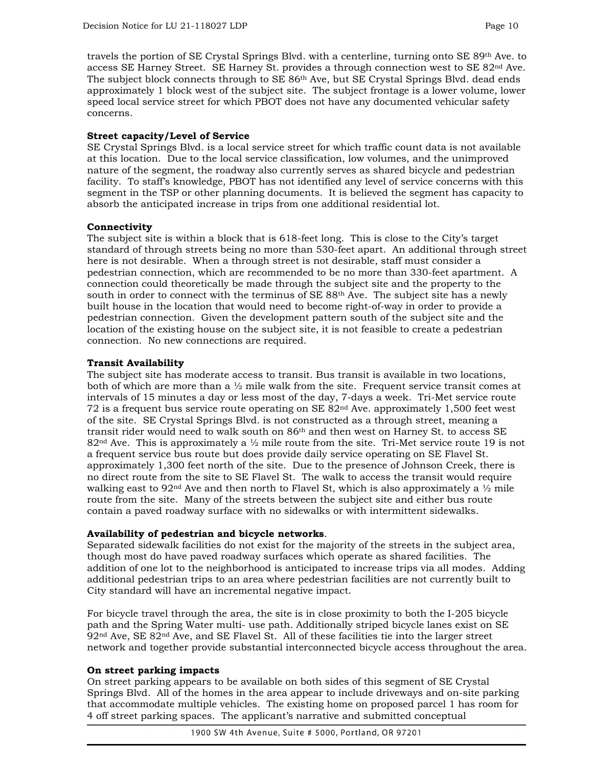travels the portion of SE Crystal Springs Blvd. with a centerline, turning onto SE 89th Ave. to access SE Harney Street. SE Harney St. provides a through connection west to SE 82nd Ave. The subject block connects through to SE 86th Ave, but SE Crystal Springs Blvd. dead ends approximately 1 block west of the subject site. The subject frontage is a lower volume, lower speed local service street for which PBOT does not have any documented vehicular safety concerns.

**Street capacity/Level of Service**
SE Crystal Springs Blvd. is a local service street for which traffic count data is not available at this location. Due to the local service classification, low volumes, and the unimproved nature of the segment, the roadway also currently serves as shared bicycle and pedestrian facility. To staff's knowledge, PBOT has not identified any level of service concerns with this segment in the TSP or other planning documents. It is believed the segment has capacity to absorb the anticipated increase in trips from one additional residential lot.

**Connectivity**
The subject site is within a block that is 618-feet long. This is close to the City's target standard of through streets being no more than 530-feet apart. An additional through street here is not desirable. When a through street is not desirable, staff must consider a pedestrian connection, which are recommended to be no more than 330-feet apartment. A connection could theoretically be made through the subject site and the property to the south in order to connect with the terminus of SE 88th Ave. The subject site has a newly built house in the location that would need to become right-of-way in order to provide a pedestrian connection. Given the development pattern south of the subject site and the location of the existing house on the subject site, it is not feasible to create a pedestrian connection. No new connections are required.

**Transit Availability**
The subject site has moderate access to transit. Bus transit is available in two locations, both of which are more than a ½ mile walk from the site. Frequent service transit comes at intervals of 15 minutes a day or less most of the day, 7-days a week. Tri-Met service route 72 is a frequent bus service route operating on SE 82nd Ave. approximately 1,500 feet west of the site. SE Crystal Springs Blvd. is not constructed as a through street, meaning a transit rider would need to walk south on 86th and then west on Harney St. to access SE 82nd Ave. This is approximately a ½ mile route from the site. Tri-Met service route 19 is not a frequent service bus route but does provide daily service operating on SE Flavel St. approximately 1,300 feet north of the site. Due to the presence of Johnson Creek, there is no direct route from the site to SE Flavel St. The walk to access the transit would require walking east to 92nd Ave and then north to Flavel St, which is also approximately a ½ mile route from the site. Many of the streets between the subject site and either bus route contain a paved roadway surface with no sidewalks or with intermittent sidewalks.

**Availability of pedestrian and bicycle networks**.
Separated sidewalk facilities do not exist for the majority of the streets in the subject area, though most do have paved roadway surfaces which operate as shared facilities. The addition of one lot to the neighborhood is anticipated to increase trips via all modes. Adding additional pedestrian trips to an area where pedestrian facilities are not currently built to City standard will have an incremental negative impact.

For bicycle travel through the area, the site is in close proximity to both the I-205 bicycle path and the Spring Water multi- use path. Additionally striped bicycle lanes exist on SE 92nd Ave, SE 82nd Ave, and SE Flavel St. All of these facilities tie into the larger street network and together provide substantial interconnected bicycle access throughout the area.

**On street parking impacts**
On street parking appears to be available on both sides of this segment of SE Crystal Springs Blvd. All of the homes in the area appear to include driveways and on-site parking that accommodate multiple vehicles. The existing home on proposed parcel 1 has room for 4 off street parking spaces. The applicant's narrative and submitted conceptual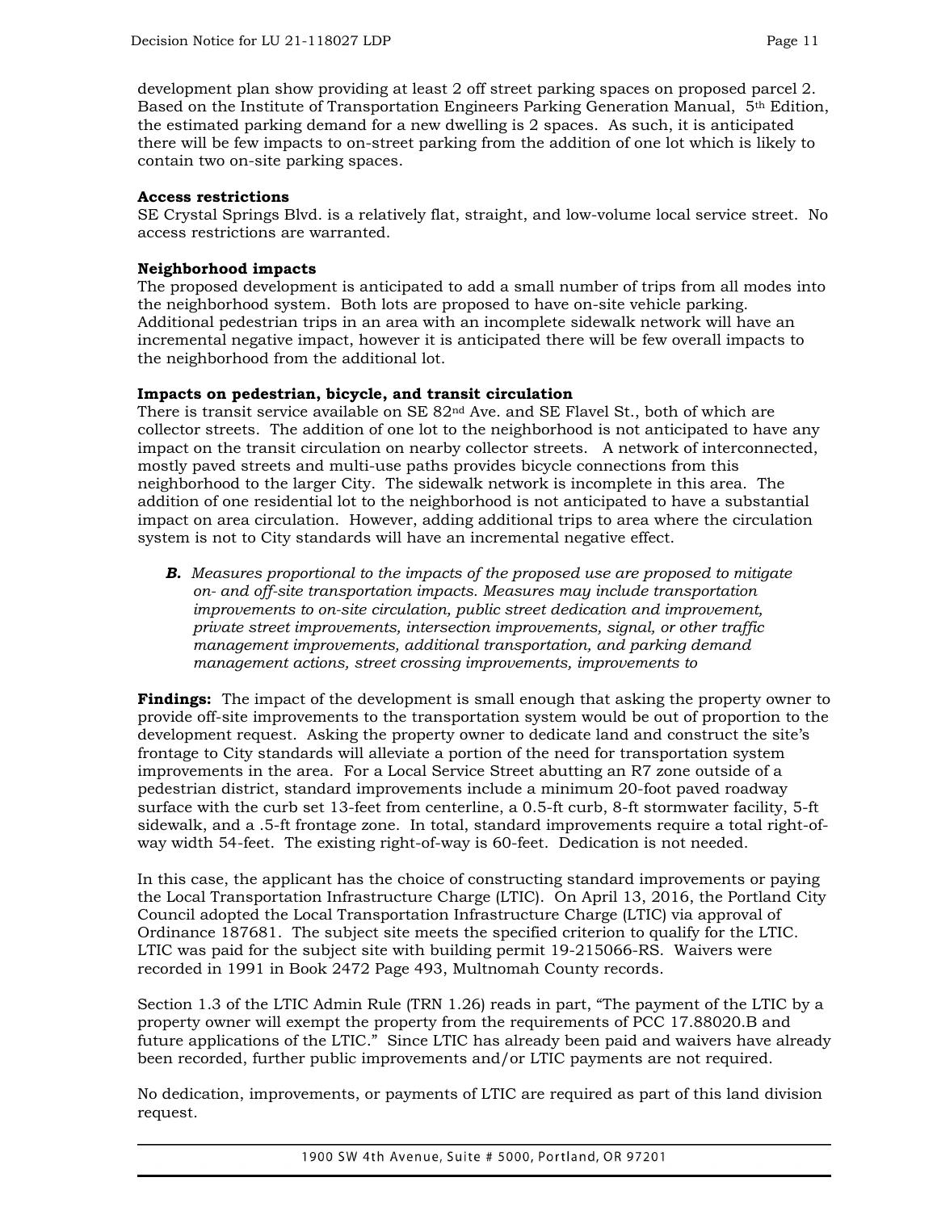development plan show providing at least 2 off street parking spaces on proposed parcel 2. Based on the Institute of Transportation Engineers Parking Generation Manual, 5th Edition, the estimated parking demand for a new dwelling is 2 spaces. As such, it is anticipated there will be few impacts to on-street parking from the addition of one lot which is likely to contain two on-site parking spaces.

**Access restrictions**
SE Crystal Springs Blvd. is a relatively flat, straight, and low-volume local service street. No access restrictions are warranted.

**Neighborhood impacts**
The proposed development is anticipated to add a small number of trips from all modes into the neighborhood system. Both lots are proposed to have on-site vehicle parking. Additional pedestrian trips in an area with an incomplete sidewalk network will have an incremental negative impact, however it is anticipated there will be few overall impacts to the neighborhood from the additional lot.

**Impacts on pedestrian, bicycle, and transit circulation**
There is transit service available on SE 82nd Ave. and SE Flavel St., both of which are collector streets. The addition of one lot to the neighborhood is not anticipated to have any impact on the transit circulation on nearby collector streets. A network of interconnected, mostly paved streets and multi-use paths provides bicycle connections from this neighborhood to the larger City. The sidewalk network is incomplete in this area. The addition of one residential lot to the neighborhood is not anticipated to have a substantial impact on area circulation. However, adding additional trips to area where the circulation system is not to City standards will have an incremental negative effect.

> ***B.*** *Measures proportional to the impacts of the proposed use are proposed to mitigate on- and off-site transportation impacts. Measures may include transportation improvements to on-site circulation, public street dedication and improvement, private street improvements, intersection improvements, signal, or other traffic management improvements, additional transportation, and parking demand management actions, street crossing improvements, improvements to*

**Findings:** The impact of the development is small enough that asking the property owner to provide off-site improvements to the transportation system would be out of proportion to the development request. Asking the property owner to dedicate land and construct the site's frontage to City standards will alleviate a portion of the need for transportation system improvements in the area. For a Local Service Street abutting an R7 zone outside of a pedestrian district, standard improvements include a minimum 20-foot paved roadway surface with the curb set 13-feet from centerline, a 0.5-ft curb, 8-ft stormwater facility, 5-ft sidewalk, and a .5-ft frontage zone. In total, standard improvements require a total right-of-way width 54-feet. The existing right-of-way is 60-feet. Dedication is not needed.

In this case, the applicant has the choice of constructing standard improvements or paying the Local Transportation Infrastructure Charge (LTIC). On April 13, 2016, the Portland City Council adopted the Local Transportation Infrastructure Charge (LTIC) via approval of Ordinance 187681. The subject site meets the specified criterion to qualify for the LTIC. LTIC was paid for the subject site with building permit 19-215066-RS. Waivers were recorded in 1991 in Book 2472 Page 493, Multnomah County records.

Section 1.3 of the LTIC Admin Rule (TRN 1.26) reads in part, "The payment of the LTIC by a property owner will exempt the property from the requirements of PCC 17.88020.B and future applications of the LTIC." Since LTIC has already been paid and waivers have already been recorded, further public improvements and/or LTIC payments are not required.

No dedication, improvements, or payments of LTIC are required as part of this land division request.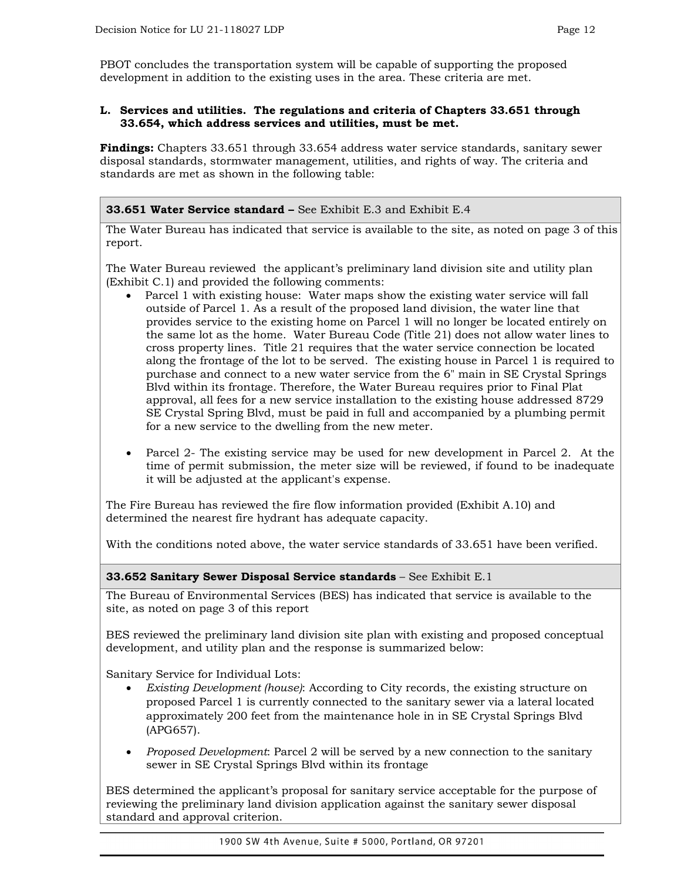PBOT concludes the transportation system will be capable of supporting the proposed development in addition to the existing uses in the area. These criteria are met.

**L. Services and utilities. The regulations and criteria of Chapters 33.651 through 33.654, which address services and utilities, must be met.**

**Findings:** Chapters 33.651 through 33.654 address water service standards, sanitary sewer disposal standards, stormwater management, utilities, and rights of way. The criteria and standards are met as shown in the following table:

**33.651 Water Service standard –** See Exhibit E.3 and Exhibit E.4

The Water Bureau has indicated that service is available to the site, as noted on page 3 of this report.

The Water Bureau reviewed the applicant's preliminary land division site and utility plan (Exhibit C.1) and provided the following comments:

- Parcel 1 with existing house: Water maps show the existing water service will fall outside of Parcel 1. As a result of the proposed land division, the water line that provides service to the existing home on Parcel 1 will no longer be located entirely on the same lot as the home. Water Bureau Code (Title 21) does not allow water lines to cross property lines. Title 21 requires that the water service connection be located along the frontage of the lot to be served. The existing house in Parcel 1 is required to purchase and connect to a new water service from the 6" main in SE Crystal Springs Blvd within its frontage. Therefore, the Water Bureau requires prior to Final Plat approval, all fees for a new service installation to the existing house addressed 8729 SE Crystal Spring Blvd, must be paid in full and accompanied by a plumbing permit for a new service to the dwelling from the new meter.

- Parcel 2- The existing service may be used for new development in Parcel 2. At the time of permit submission, the meter size will be reviewed, if found to be inadequate it will be adjusted at the applicant's expense.

The Fire Bureau has reviewed the fire flow information provided (Exhibit A.10) and determined the nearest fire hydrant has adequate capacity.

With the conditions noted above, the water service standards of 33.651 have been verified.

**33.652 Sanitary Sewer Disposal Service standards** – See Exhibit E.1

The Bureau of Environmental Services (BES) has indicated that service is available to the site, as noted on page 3 of this report

BES reviewed the preliminary land division site plan with existing and proposed conceptual development, and utility plan and the response is summarized below:

Sanitary Service for Individual Lots:

- *Existing Development (house)*: According to City records, the existing structure on proposed Parcel 1 is currently connected to the sanitary sewer via a lateral located approximately 200 feet from the maintenance hole in in SE Crystal Springs Blvd (APG657).

- *Proposed Development*: Parcel 2 will be served by a new connection to the sanitary sewer in SE Crystal Springs Blvd within its frontage

BES determined the applicant's proposal for sanitary service acceptable for the purpose of reviewing the preliminary land division application against the sanitary sewer disposal standard and approval criterion.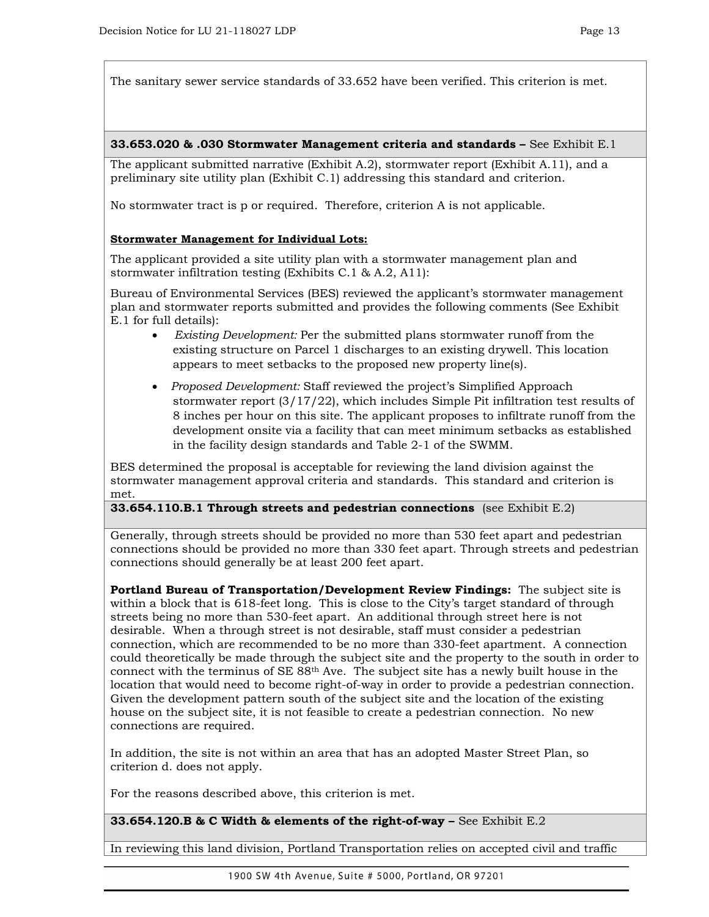The sanitary sewer service standards of 33.652 have been verified. This criterion is met.

**33.653.020 & .030 Stormwater Management criteria and standards –** See Exhibit E.1

The applicant submitted narrative (Exhibit A.2), stormwater report (Exhibit A.11), and a preliminary site utility plan (Exhibit C.1) addressing this standard and criterion.

No stormwater tract is p or required. Therefore, criterion A is not applicable.

**<u>Stormwater Management for Individual Lots:</u>**

The applicant provided a site utility plan with a stormwater management plan and stormwater infiltration testing (Exhibits C.1 & A.2, A11):

Bureau of Environmental Services (BES) reviewed the applicant's stormwater management plan and stormwater reports submitted and provides the following comments (See Exhibit E.1 for full details):

- *Existing Development:* Per the submitted plans stormwater runoff from the existing structure on Parcel 1 discharges to an existing drywell. This location appears to meet setbacks to the proposed new property line(s).
- *Proposed Development:* Staff reviewed the project's Simplified Approach stormwater report (3/17/22), which includes Simple Pit infiltration test results of 8 inches per hour on this site. The applicant proposes to infiltrate runoff from the development onsite via a facility that can meet minimum setbacks as established in the facility design standards and Table 2-1 of the SWMM.

BES determined the proposal is acceptable for reviewing the land division against the stormwater management approval criteria and standards. This standard and criterion is met.

**33.654.110.B.1 Through streets and pedestrian connections** (see Exhibit E.2)

Generally, through streets should be provided no more than 530 feet apart and pedestrian connections should be provided no more than 330 feet apart. Through streets and pedestrian connections should generally be at least 200 feet apart.

**Portland Bureau of Transportation/Development Review Findings:** The subject site is within a block that is 618-feet long. This is close to the City's target standard of through streets being no more than 530-feet apart. An additional through street here is not desirable. When a through street is not desirable, staff must consider a pedestrian connection, which are recommended to be no more than 330-feet apartment. A connection could theoretically be made through the subject site and the property to the south in order to connect with the terminus of SE 88th Ave. The subject site has a newly built house in the location that would need to become right-of-way in order to provide a pedestrian connection. Given the development pattern south of the subject site and the location of the existing house on the subject site, it is not feasible to create a pedestrian connection. No new connections are required.

In addition, the site is not within an area that has an adopted Master Street Plan, so criterion d. does not apply.

For the reasons described above, this criterion is met.

**33.654.120.B & C Width & elements of the right-of-way –** See Exhibit E.2

In reviewing this land division, Portland Transportation relies on accepted civil and traffic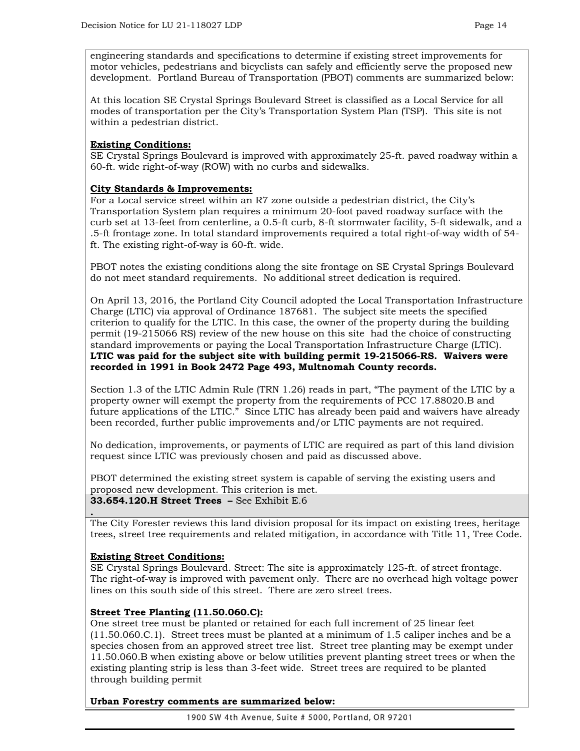engineering standards and specifications to determine if existing street improvements for motor vehicles, pedestrians and bicyclists can safely and efficiently serve the proposed new development. Portland Bureau of Transportation (PBOT) comments are summarized below:

At this location SE Crystal Springs Boulevard Street is classified as a Local Service for all modes of transportation per the City's Transportation System Plan (TSP). This site is not within a pedestrian district.

**Existing Conditions:**
SE Crystal Springs Boulevard is improved with approximately 25-ft. paved roadway within a 60-ft. wide right-of-way (ROW) with no curbs and sidewalks.

**City Standards & Improvements:**
For a Local service street within an R7 zone outside a pedestrian district, the City's Transportation System plan requires a minimum 20-foot paved roadway surface with the curb set at 13-feet from centerline, a 0.5-ft curb, 8-ft stormwater facility, 5-ft sidewalk, and a .5-ft frontage zone. In total standard improvements required a total right-of-way width of 54-ft. The existing right-of-way is 60-ft. wide.

PBOT notes the existing conditions along the site frontage on SE Crystal Springs Boulevard do not meet standard requirements. No additional street dedication is required.

On April 13, 2016, the Portland City Council adopted the Local Transportation Infrastructure Charge (LTIC) via approval of Ordinance 187681. The subject site meets the specified criterion to qualify for the LTIC. In this case, the owner of the property during the building permit (19-215066 RS) review of the new house on this site had the choice of constructing standard improvements or paying the Local Transportation Infrastructure Charge (LTIC). **LTIC was paid for the subject site with building permit 19-215066-RS. Waivers were recorded in 1991 in Book 2472 Page 493, Multnomah County records.**

Section 1.3 of the LTIC Admin Rule (TRN 1.26) reads in part, "The payment of the LTIC by a property owner will exempt the property from the requirements of PCC 17.88020.B and future applications of the LTIC." Since LTIC has already been paid and waivers have already been recorded, further public improvements and/or LTIC payments are not required.

No dedication, improvements, or payments of LTIC are required as part of this land division request since LTIC was previously chosen and paid as discussed above.

PBOT determined the existing street system is capable of serving the existing users and proposed new development. This criterion is met.

**33.654.120.H Street Trees –** See Exhibit E.6
.

The City Forester reviews this land division proposal for its impact on existing trees, heritage trees, street tree requirements and related mitigation, in accordance with Title 11, Tree Code.

**Existing Street Conditions:**
SE Crystal Springs Boulevard. Street: The site is approximately 125-ft. of street frontage. The right-of-way is improved with pavement only. There are no overhead high voltage power lines on this south side of this street. There are zero street trees.

**Street Tree Planting (11.50.060.C):**
One street tree must be planted or retained for each full increment of 25 linear feet (11.50.060.C.1). Street trees must be planted at a minimum of 1.5 caliper inches and be a species chosen from an approved street tree list. Street tree planting may be exempt under 11.50.060.B when existing above or below utilities prevent planting street trees or when the existing planting strip is less than 3-feet wide. Street trees are required to be planted through building permit

**Urban Forestry comments are summarized below:**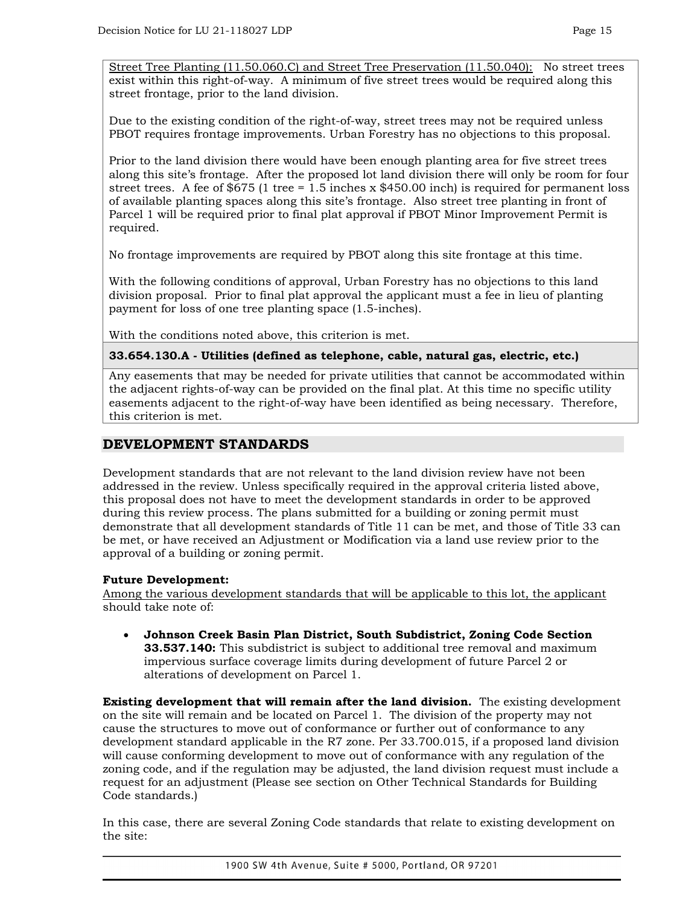Street Tree Planting (11.50.060.C) and Street Tree Preservation (11.50.040): No street trees exist within this right-of-way. A minimum of five street trees would be required along this street frontage, prior to the land division.

Due to the existing condition of the right-of-way, street trees may not be required unless PBOT requires frontage improvements. Urban Forestry has no objections to this proposal.

Prior to the land division there would have been enough planting area for five street trees along this site's frontage. After the proposed lot land division there will only be room for four street trees. A fee of $675 (1 tree = 1.5 inches x $450.00 inch) is required for permanent loss of available planting spaces along this site's frontage. Also street tree planting in front of Parcel 1 will be required prior to final plat approval if PBOT Minor Improvement Permit is required.

No frontage improvements are required by PBOT along this site frontage at this time.

With the following conditions of approval, Urban Forestry has no objections to this land division proposal. Prior to final plat approval the applicant must a fee in lieu of planting payment for loss of one tree planting space (1.5-inches).

With the conditions noted above, this criterion is met.

**33.654.130.A - Utilities (defined as telephone, cable, natural gas, electric, etc.)**

Any easements that may be needed for private utilities that cannot be accommodated within the adjacent rights-of-way can be provided on the final plat. At this time no specific utility easements adjacent to the right-of-way have been identified as being necessary. Therefore, this criterion is met.

## DEVELOPMENT STANDARDS

Development standards that are not relevant to the land division review have not been addressed in the review. Unless specifically required in the approval criteria listed above, this proposal does not have to meet the development standards in order to be approved during this review process. The plans submitted for a building or zoning permit must demonstrate that all development standards of Title 11 can be met, and those of Title 33 can be met, or have received an Adjustment or Modification via a land use review prior to the approval of a building or zoning permit.

**Future Development:**

Among the various development standards that will be applicable to this lot, the applicant should take note of:

- **Johnson Creek Basin Plan District, South Subdistrict, Zoning Code Section 33.537.140:** This subdistrict is subject to additional tree removal and maximum impervious surface coverage limits during development of future Parcel 2 or alterations of development on Parcel 1.

**Existing development that will remain after the land division.** The existing development on the site will remain and be located on Parcel 1. The division of the property may not cause the structures to move out of conformance or further out of conformance to any development standard applicable in the R7 zone. Per 33.700.015, if a proposed land division will cause conforming development to move out of conformance with any regulation of the zoning code, and if the regulation may be adjusted, the land division request must include a request for an adjustment (Please see section on Other Technical Standards for Building Code standards.)

In this case, there are several Zoning Code standards that relate to existing development on the site: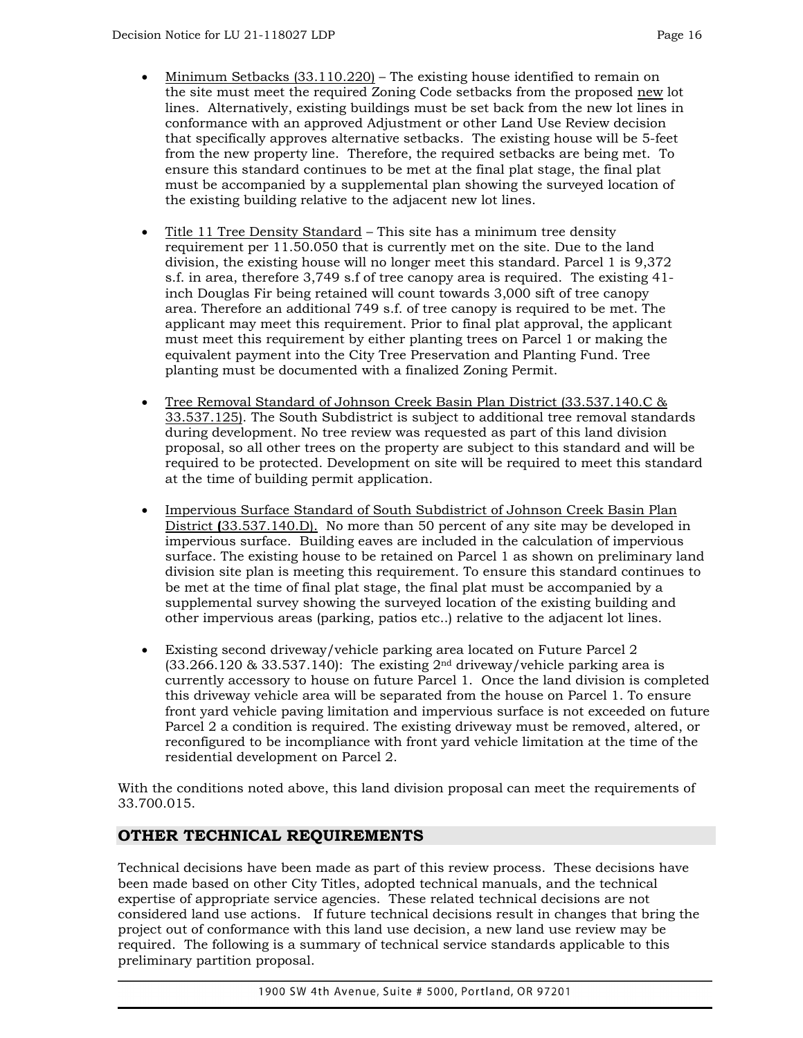- Minimum Setbacks (33.110.220) – The existing house identified to remain on the site must meet the required Zoning Code setbacks from the proposed new lot lines. Alternatively, existing buildings must be set back from the new lot lines in conformance with an approved Adjustment or other Land Use Review decision that specifically approves alternative setbacks. The existing house will be 5-feet from the new property line. Therefore, the required setbacks are being met. To ensure this standard continues to be met at the final plat stage, the final plat must be accompanied by a supplemental plan showing the surveyed location of the existing building relative to the adjacent new lot lines.

- Title 11 Tree Density Standard – This site has a minimum tree density requirement per 11.50.050 that is currently met on the site. Due to the land division, the existing house will no longer meet this standard. Parcel 1 is 9,372 s.f. in area, therefore 3,749 s.f of tree canopy area is required. The existing 41-inch Douglas Fir being retained will count towards 3,000 sift of tree canopy area. Therefore an additional 749 s.f. of tree canopy is required to be met. The applicant may meet this requirement. Prior to final plat approval, the applicant must meet this requirement by either planting trees on Parcel 1 or making the equivalent payment into the City Tree Preservation and Planting Fund. Tree planting must be documented with a finalized Zoning Permit.

- Tree Removal Standard of Johnson Creek Basin Plan District (33.537.140.C & 33.537.125). The South Subdistrict is subject to additional tree removal standards during development. No tree review was requested as part of this land division proposal, so all other trees on the property are subject to this standard and will be required to be protected. Development on site will be required to meet this standard at the time of building permit application.

- Impervious Surface Standard of South Subdistrict of Johnson Creek Basin Plan District (33.537.140.D). No more than 50 percent of any site may be developed in impervious surface. Building eaves are included in the calculation of impervious surface. The existing house to be retained on Parcel 1 as shown on preliminary land division site plan is meeting this requirement. To ensure this standard continues to be met at the time of final plat stage, the final plat must be accompanied by a supplemental survey showing the surveyed location of the existing building and other impervious areas (parking, patios etc..) relative to the adjacent lot lines.

- Existing second driveway/vehicle parking area located on Future Parcel 2 (33.266.120 & 33.537.140): The existing 2nd driveway/vehicle parking area is currently accessory to house on future Parcel 1. Once the land division is completed this driveway vehicle area will be separated from the house on Parcel 1. To ensure front yard vehicle paving limitation and impervious surface is not exceeded on future Parcel 2 a condition is required. The existing driveway must be removed, altered, or reconfigured to be incompliance with front yard vehicle limitation at the time of the residential development on Parcel 2.

With the conditions noted above, this land division proposal can meet the requirements of 33.700.015.

## OTHER TECHNICAL REQUIREMENTS

Technical decisions have been made as part of this review process. These decisions have been made based on other City Titles, adopted technical manuals, and the technical expertise of appropriate service agencies. These related technical decisions are not considered land use actions. If future technical decisions result in changes that bring the project out of conformance with this land use decision, a new land use review may be required. The following is a summary of technical service standards applicable to this preliminary partition proposal.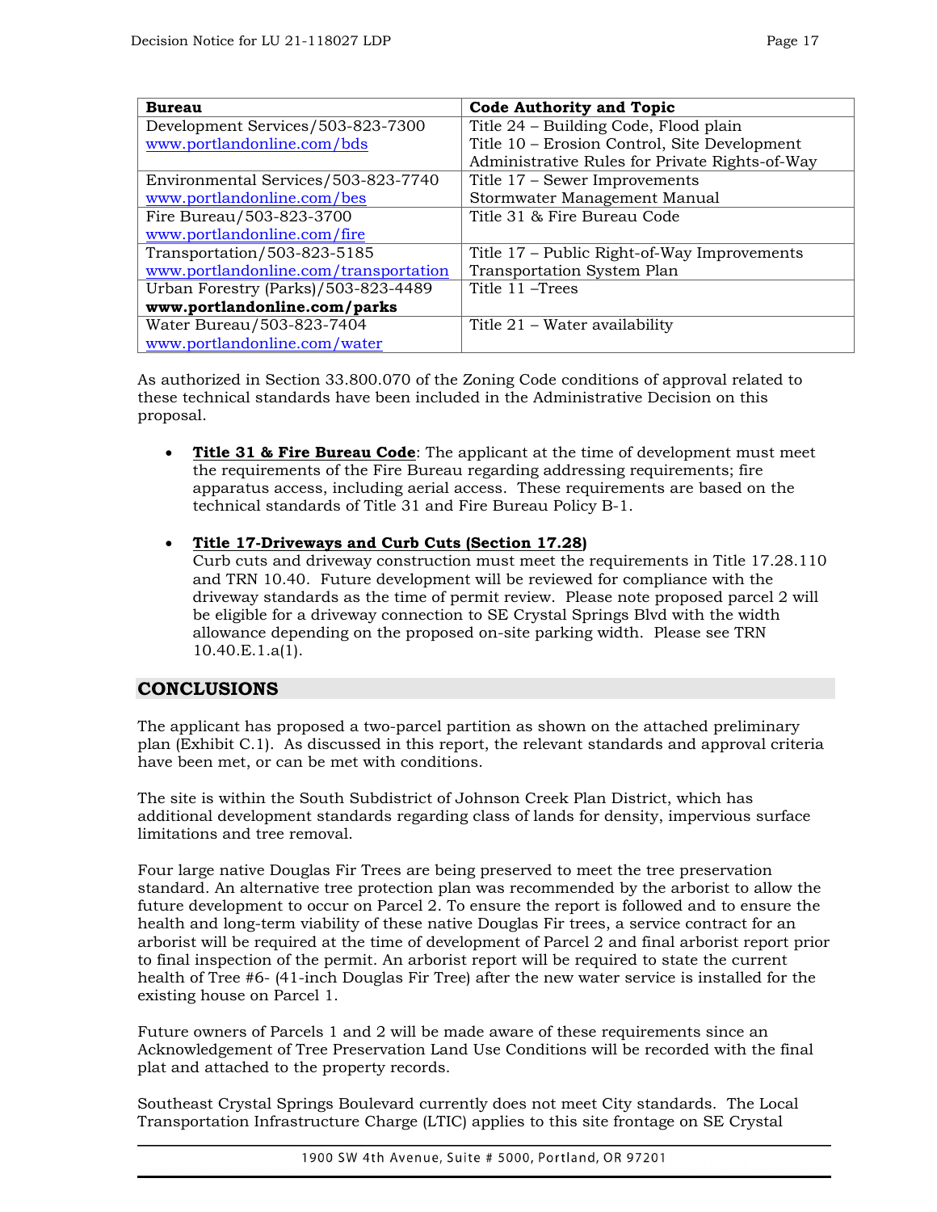| Bureau | Code Authority and Topic |
|---|---|
| Development Services/503-823-7300 www.portlandonline.com/bds | Title 24 – Building Code, Flood plain Title 10 – Erosion Control, Site Development Administrative Rules for Private Rights-of-Way |
| Environmental Services/503-823-7740 www.portlandonline.com/bes | Title 17 – Sewer Improvements Stormwater Management Manual |
| Fire Bureau/503-823-3700 www.portlandonline.com/fire | Title 31 & Fire Bureau Code |
| Transportation/503-823-5185 www.portlandonline.com/transportation | Title 17 – Public Right-of-Way Improvements Transportation System Plan |
| Urban Forestry (Parks)/503-823-4489 **www.portlandonline.com/parks** | Title 11 –Trees |
| Water Bureau/503-823-7404 www.portlandonline.com/water | Title 21 – Water availability |

As authorized in Section 33.800.070 of the Zoning Code conditions of approval related to these technical standards have been included in the Administrative Decision on this proposal.

- **Title 31 & Fire Bureau Code**: The applicant at the time of development must meet the requirements of the Fire Bureau regarding addressing requirements; fire apparatus access, including aerial access. These requirements are based on the technical standards of Title 31 and Fire Bureau Policy B-1.

- **Title 17-Driveways and Curb Cuts (Section 17.28)**
  Curb cuts and driveway construction must meet the requirements in Title 17.28.110 and TRN 10.40. Future development will be reviewed for compliance with the driveway standards as the time of permit review. Please note proposed parcel 2 will be eligible for a driveway connection to SE Crystal Springs Blvd with the width allowance depending on the proposed on-site parking width. Please see TRN 10.40.E.1.a(1).

## CONCLUSIONS

The applicant has proposed a two-parcel partition as shown on the attached preliminary plan (Exhibit C.1). As discussed in this report, the relevant standards and approval criteria have been met, or can be met with conditions.

The site is within the South Subdistrict of Johnson Creek Plan District, which has additional development standards regarding class of lands for density, impervious surface limitations and tree removal.

Four large native Douglas Fir Trees are being preserved to meet the tree preservation standard. An alternative tree protection plan was recommended by the arborist to allow the future development to occur on Parcel 2. To ensure the report is followed and to ensure the health and long-term viability of these native Douglas Fir trees, a service contract for an arborist will be required at the time of development of Parcel 2 and final arborist report prior to final inspection of the permit. An arborist report will be required to state the current health of Tree #6- (41-inch Douglas Fir Tree) after the new water service is installed for the existing house on Parcel 1.

Future owners of Parcels 1 and 2 will be made aware of these requirements since an Acknowledgement of Tree Preservation Land Use Conditions will be recorded with the final plat and attached to the property records.

Southeast Crystal Springs Boulevard currently does not meet City standards. The Local Transportation Infrastructure Charge (LTIC) applies to this site frontage on SE Crystal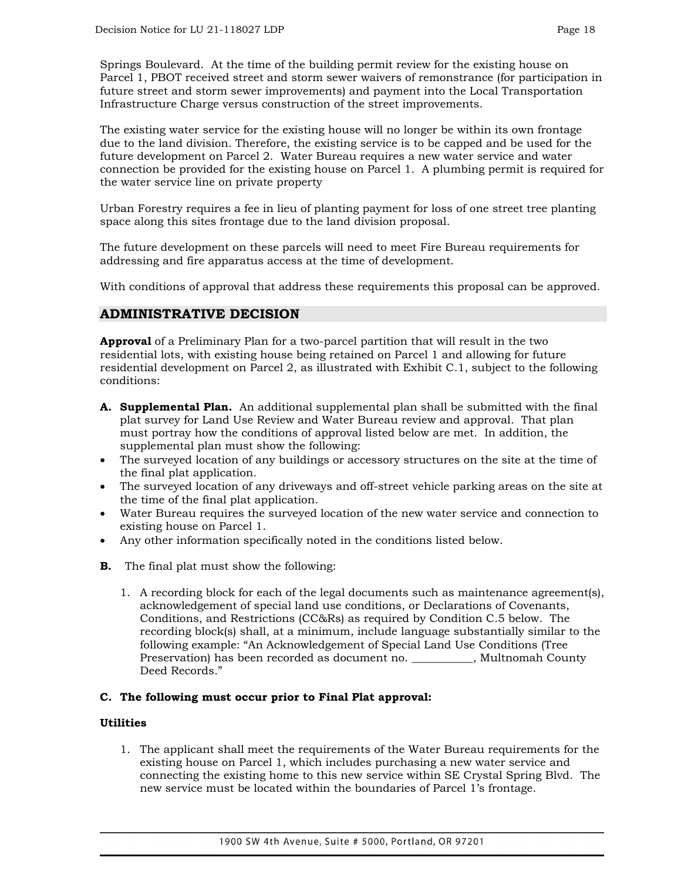Springs Boulevard. At the time of the building permit review for the existing house on Parcel 1, PBOT received street and storm sewer waivers of remonstrance (for participation in future street and storm sewer improvements) and payment into the Local Transportation Infrastructure Charge versus construction of the street improvements.

The existing water service for the existing house will no longer be within its own frontage due to the land division. Therefore, the existing service is to be capped and be used for the future development on Parcel 2. Water Bureau requires a new water service and water connection be provided for the existing house on Parcel 1. A plumbing permit is required for the water service line on private property

Urban Forestry requires a fee in lieu of planting payment for loss of one street tree planting space along this sites frontage due to the land division proposal.

The future development on these parcels will need to meet Fire Bureau requirements for addressing and fire apparatus access at the time of development.

With conditions of approval that address these requirements this proposal can be approved.

## ADMINISTRATIVE DECISION

**Approval** of a Preliminary Plan for a two-parcel partition that will result in the two residential lots, with existing house being retained on Parcel 1 and allowing for future residential development on Parcel 2, as illustrated with Exhibit C.1, subject to the following conditions:

**A. Supplemental Plan.** An additional supplemental plan shall be submitted with the final plat survey for Land Use Review and Water Bureau review and approval. That plan must portray how the conditions of approval listed below are met. In addition, the supplemental plan must show the following:

- The surveyed location of any buildings or accessory structures on the site at the time of the final plat application.
- The surveyed location of any driveways and off-street vehicle parking areas on the site at the time of the final plat application.
- Water Bureau requires the surveyed location of the new water service and connection to existing house on Parcel 1.
- Any other information specifically noted in the conditions listed below.

**B.** The final plat must show the following:

1. A recording block for each of the legal documents such as maintenance agreement(s), acknowledgement of special land use conditions, or Declarations of Covenants, Conditions, and Restrictions (CC&Rs) as required by Condition C.5 below. The recording block(s) shall, at a minimum, include language substantially similar to the following example: "An Acknowledgement of Special Land Use Conditions (Tree Preservation) has been recorded as document no. ___________, Multnomah County Deed Records."

**C. The following must occur prior to Final Plat approval:**

**Utilities**

1. The applicant shall meet the requirements of the Water Bureau requirements for the existing house on Parcel 1, which includes purchasing a new water service and connecting the existing home to this new service within SE Crystal Spring Blvd. The new service must be located within the boundaries of Parcel 1's frontage.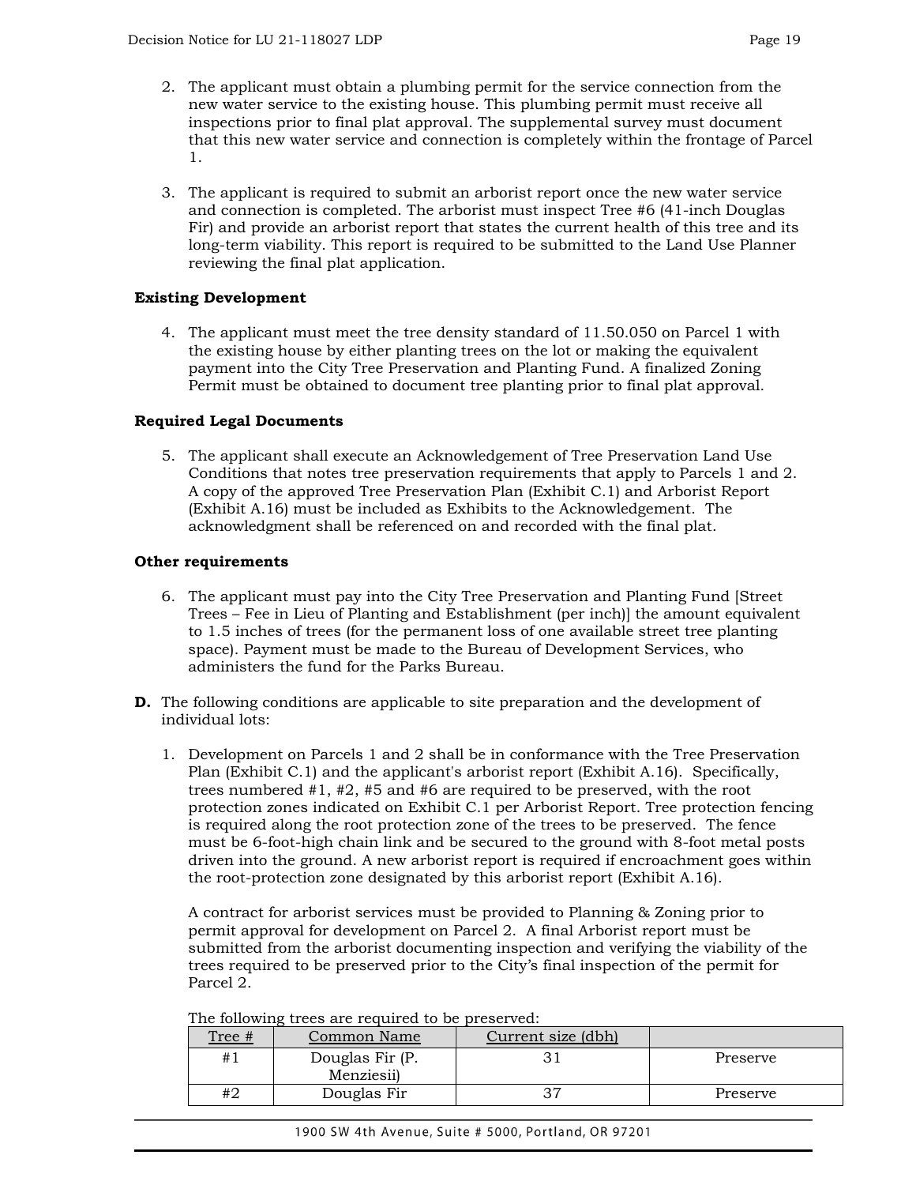2. The applicant must obtain a plumbing permit for the service connection from the new water service to the existing house. This plumbing permit must receive all inspections prior to final plat approval. The supplemental survey must document that this new water service and connection is completely within the frontage of Parcel 1.

3. The applicant is required to submit an arborist report once the new water service and connection is completed. The arborist must inspect Tree #6 (41-inch Douglas Fir) and provide an arborist report that states the current health of this tree and its long-term viability. This report is required to be submitted to the Land Use Planner reviewing the final plat application.

**Existing Development**

4. The applicant must meet the tree density standard of 11.50.050 on Parcel 1 with the existing house by either planting trees on the lot or making the equivalent payment into the City Tree Preservation and Planting Fund. A finalized Zoning Permit must be obtained to document tree planting prior to final plat approval.

**Required Legal Documents**

5. The applicant shall execute an Acknowledgement of Tree Preservation Land Use Conditions that notes tree preservation requirements that apply to Parcels 1 and 2. A copy of the approved Tree Preservation Plan (Exhibit C.1) and Arborist Report (Exhibit A.16) must be included as Exhibits to the Acknowledgement. The acknowledgment shall be referenced on and recorded with the final plat.

**Other requirements**

6. The applicant must pay into the City Tree Preservation and Planting Fund [Street Trees – Fee in Lieu of Planting and Establishment (per inch)] the amount equivalent to 1.5 inches of trees (for the permanent loss of one available street tree planting space). Payment must be made to the Bureau of Development Services, who administers the fund for the Parks Bureau.

**D.** The following conditions are applicable to site preparation and the development of individual lots:

1. Development on Parcels 1 and 2 shall be in conformance with the Tree Preservation Plan (Exhibit C.1) and the applicant's arborist report (Exhibit A.16). Specifically, trees numbered #1, #2, #5 and #6 are required to be preserved, with the root protection zones indicated on Exhibit C.1 per Arborist Report. Tree protection fencing is required along the root protection zone of the trees to be preserved. The fence must be 6-foot-high chain link and be secured to the ground with 8-foot metal posts driven into the ground. A new arborist report is required if encroachment goes within the root-protection zone designated by this arborist report (Exhibit A.16).

   A contract for arborist services must be provided to Planning & Zoning prior to permit approval for development on Parcel 2. A final Arborist report must be submitted from the arborist documenting inspection and verifying the viability of the trees required to be preserved prior to the City's final inspection of the permit for Parcel 2.

   The following trees are required to be preserved:

| Tree # | Common Name | Current size (dbh) | |
|---|---|---|---|
| #1 | Douglas Fir (P. Menziesii) | 31 | Preserve |
| #2 | Douglas Fir | 37 | Preserve |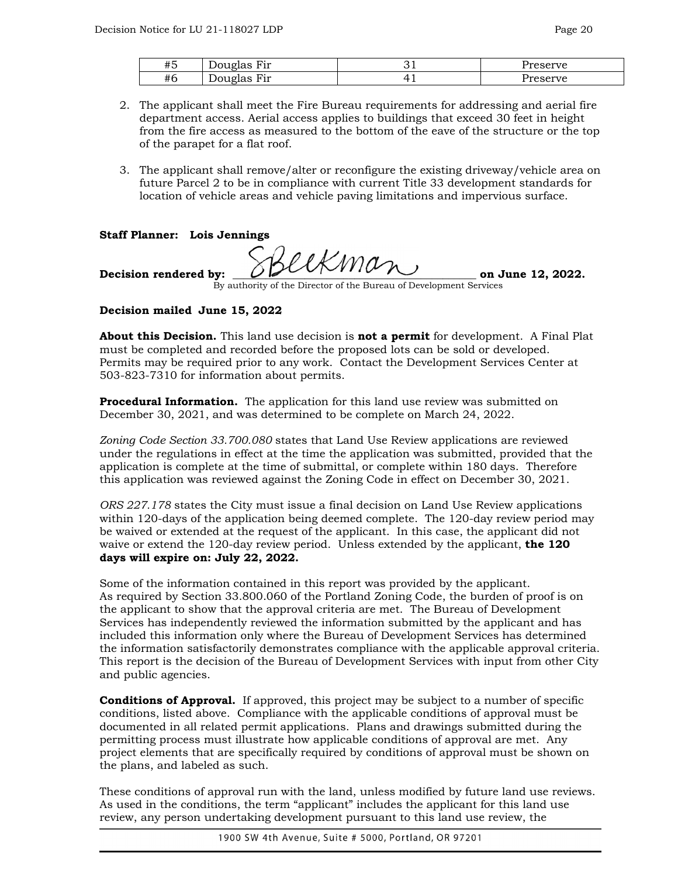| #5 | Douglas Fir | 31 | Preserve |
| --- | --- | --- | --- |
| #6 | Douglas Fir | 41 | Preserve |

2. The applicant shall meet the Fire Bureau requirements for addressing and aerial fire department access. Aerial access applies to buildings that exceed 30 feet in height from the fire access as measured to the bottom of the eave of the structure or the top of the parapet for a flat roof.

3. The applicant shall remove/alter or reconfigure the existing driveway/vehicle area on future Parcel 2 to be in compliance with current Title 33 development standards for location of vehicle areas and vehicle paving limitations and impervious surface.

**Staff Planner: Lois Jennings**

**Decision rendered by:** SBeckman **on June 12, 2022.**
By authority of the Director of the Bureau of Development Services

**Decision mailed June 15, 2022**

**About this Decision.** This land use decision is **not a permit** for development. A Final Plat must be completed and recorded before the proposed lots can be sold or developed. Permits may be required prior to any work. Contact the Development Services Center at 503-823-7310 for information about permits.

**Procedural Information.** The application for this land use review was submitted on December 30, 2021, and was determined to be complete on March 24, 2022.

*Zoning Code Section 33.700.080* states that Land Use Review applications are reviewed under the regulations in effect at the time the application was submitted, provided that the application is complete at the time of submittal, or complete within 180 days. Therefore this application was reviewed against the Zoning Code in effect on December 30, 2021.

*ORS 227.178* states the City must issue a final decision on Land Use Review applications within 120-days of the application being deemed complete. The 120-day review period may be waived or extended at the request of the applicant. In this case, the applicant did not waive or extend the 120-day review period. Unless extended by the applicant, **the 120 days will expire on: July 22, 2022.**

Some of the information contained in this report was provided by the applicant. As required by Section 33.800.060 of the Portland Zoning Code, the burden of proof is on the applicant to show that the approval criteria are met. The Bureau of Development Services has independently reviewed the information submitted by the applicant and has included this information only where the Bureau of Development Services has determined the information satisfactorily demonstrates compliance with the applicable approval criteria. This report is the decision of the Bureau of Development Services with input from other City and public agencies.

**Conditions of Approval.** If approved, this project may be subject to a number of specific conditions, listed above. Compliance with the applicable conditions of approval must be documented in all related permit applications. Plans and drawings submitted during the permitting process must illustrate how applicable conditions of approval are met. Any project elements that are specifically required by conditions of approval must be shown on the plans, and labeled as such.

These conditions of approval run with the land, unless modified by future land use reviews. As used in the conditions, the term "applicant" includes the applicant for this land use review, any person undertaking development pursuant to this land use review, the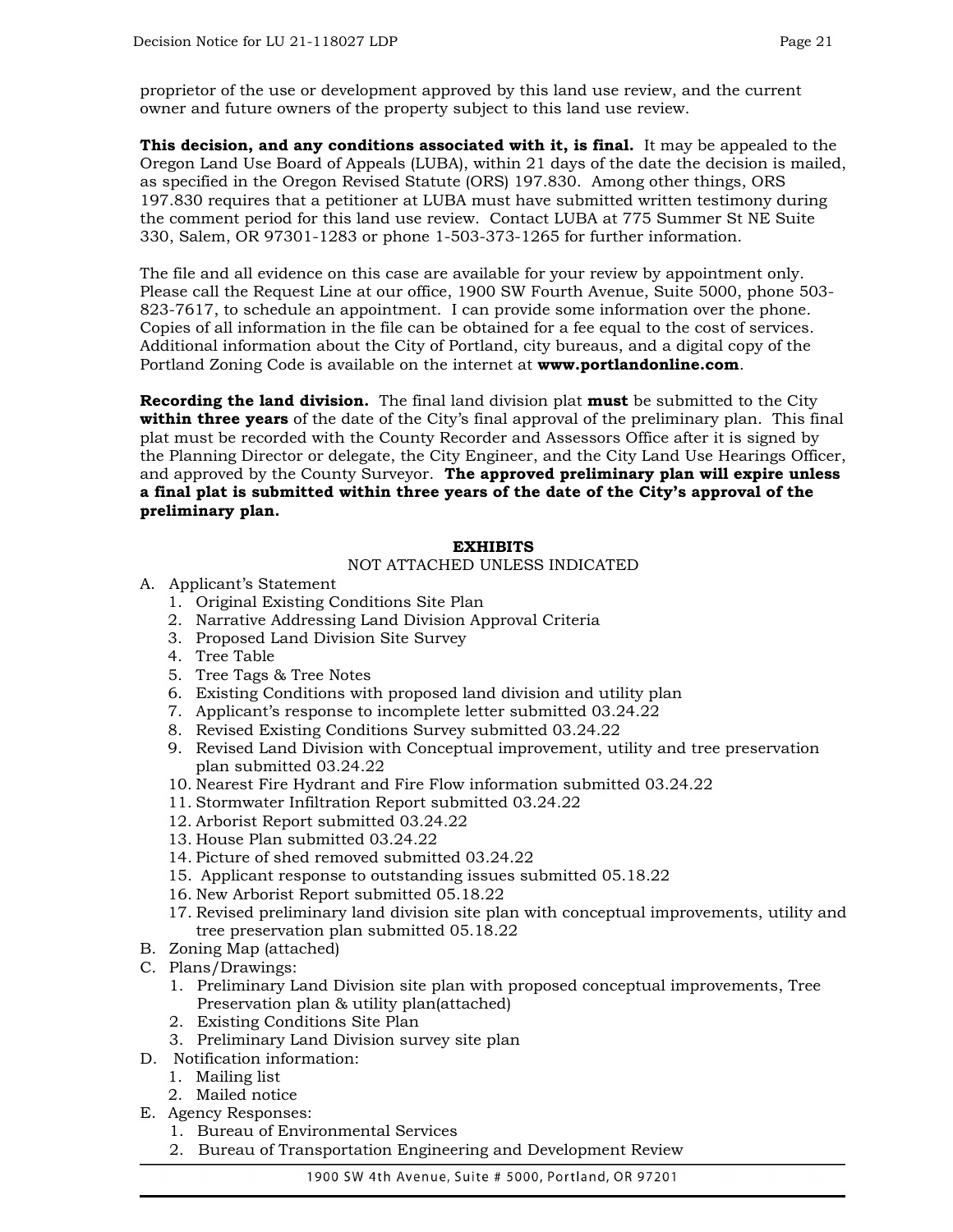proprietor of the use or development approved by this land use review, and the current owner and future owners of the property subject to this land use review.

**This decision, and any conditions associated with it, is final.** It may be appealed to the Oregon Land Use Board of Appeals (LUBA), within 21 days of the date the decision is mailed, as specified in the Oregon Revised Statute (ORS) 197.830. Among other things, ORS 197.830 requires that a petitioner at LUBA must have submitted written testimony during the comment period for this land use review. Contact LUBA at 775 Summer St NE Suite 330, Salem, OR 97301-1283 or phone 1-503-373-1265 for further information.

The file and all evidence on this case are available for your review by appointment only. Please call the Request Line at our office, 1900 SW Fourth Avenue, Suite 5000, phone 503-823-7617, to schedule an appointment. I can provide some information over the phone. Copies of all information in the file can be obtained for a fee equal to the cost of services. Additional information about the City of Portland, city bureaus, and a digital copy of the Portland Zoning Code is available on the internet at **www.portlandonline.com**.

**Recording the land division.** The final land division plat **must** be submitted to the City **within three years** of the date of the City's final approval of the preliminary plan. This final plat must be recorded with the County Recorder and Assessors Office after it is signed by the Planning Director or delegate, the City Engineer, and the City Land Use Hearings Officer, and approved by the County Surveyor. **The approved preliminary plan will expire unless a final plat is submitted within three years of the date of the City's approval of the preliminary plan.**

## EXHIBITS

NOT ATTACHED UNLESS INDICATED

A. Applicant's Statement
   1. Original Existing Conditions Site Plan
   2. Narrative Addressing Land Division Approval Criteria
   3. Proposed Land Division Site Survey
   4. Tree Table
   5. Tree Tags & Tree Notes
   6. Existing Conditions with proposed land division and utility plan
   7. Applicant's response to incomplete letter submitted 03.24.22
   8. Revised Existing Conditions Survey submitted 03.24.22
   9. Revised Land Division with Conceptual improvement, utility and tree preservation plan submitted 03.24.22
   10. Nearest Fire Hydrant and Fire Flow information submitted 03.24.22
   11. Stormwater Infiltration Report submitted 03.24.22
   12. Arborist Report submitted 03.24.22
   13. House Plan submitted 03.24.22
   14. Picture of shed removed submitted 03.24.22
   15. Applicant response to outstanding issues submitted 05.18.22
   16. New Arborist Report submitted 05.18.22
   17. Revised preliminary land division site plan with conceptual improvements, utility and tree preservation plan submitted 05.18.22

B. Zoning Map (attached)

C. Plans/Drawings:
   1. Preliminary Land Division site plan with proposed conceptual improvements, Tree Preservation plan & utility plan(attached)
   2. Existing Conditions Site Plan
   3. Preliminary Land Division survey site plan

D. Notification information:
   1. Mailing list
   2. Mailed notice

E. Agency Responses:
   1. Bureau of Environmental Services
   2. Bureau of Transportation Engineering and Development Review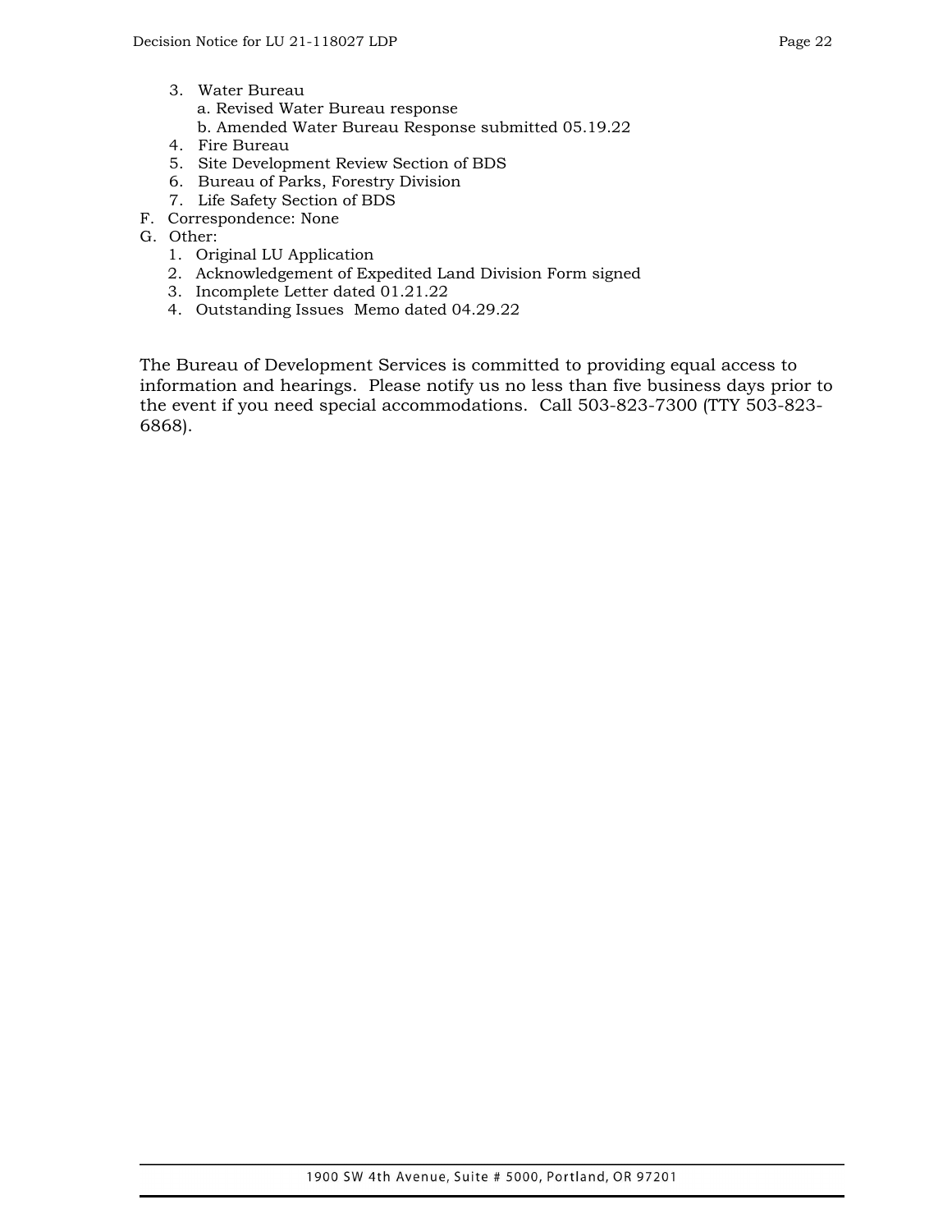3. Water Bureau
    a. Revised Water Bureau response
    b. Amended Water Bureau Response submitted 05.19.22
4. Fire Bureau
5. Site Development Review Section of BDS
6. Bureau of Parks, Forestry Division
7. Life Safety Section of BDS

F. Correspondence: None

G. Other:
1. Original LU Application
2. Acknowledgement of Expedited Land Division Form signed
3. Incomplete Letter dated 01.21.22
4. Outstanding Issues Memo dated 04.29.22

The Bureau of Development Services is committed to providing equal access to information and hearings. Please notify us no less than five business days prior to the event if you need special accommodations. Call 503-823-7300 (TTY 503-823-6868).